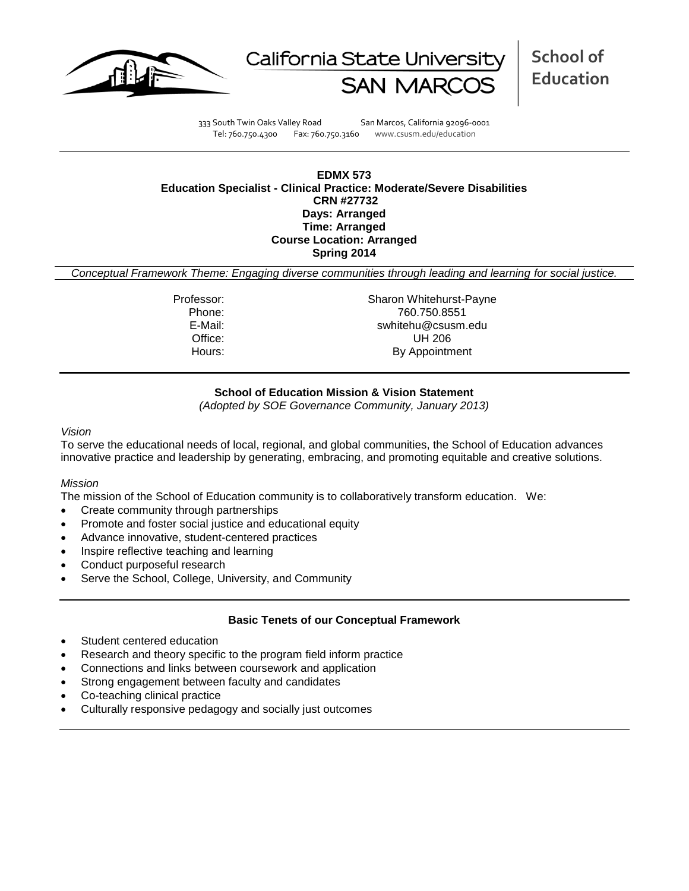California State University SAN MARCOS | **School of Education**

333 South Twin Oaks Valley Road San Marcos, California 92096-0001
Tel: 760.750.4300 Fax: 760.750.3160 www.csusm.edu/education

**EDMX 573**
**Education Specialist - Clinical Practice: Moderate/Severe Disabilities**
**CRN #27732**
**Days: Arranged**
**Time: Arranged**
**Course Location: Arranged**
**Spring 2014**

*Conceptual Framework Theme: Engaging diverse communities through leading and learning for social justice.*

Professor: Sharon Whitehurst-Payne
Phone: 760.750.8551
E-Mail: swhitehu@csusm.edu
Office: UH 206
Hours: By Appointment

## School of Education Mission & Vision Statement

*(Adopted by SOE Governance Community, January 2013)*

*Vision*

To serve the educational needs of local, regional, and global communities, the School of Education advances innovative practice and leadership by generating, embracing, and promoting equitable and creative solutions.

*Mission*

The mission of the School of Education community is to collaboratively transform education. We:

- Create community through partnerships
- Promote and foster social justice and educational equity
- Advance innovative, student-centered practices
- Inspire reflective teaching and learning
- Conduct purposeful research
- Serve the School, College, University, and Community

## Basic Tenets of our Conceptual Framework

- Student centered education
- Research and theory specific to the program field inform practice
- Connections and links between coursework and application
- Strong engagement between faculty and candidates
- Co-teaching clinical practice
- Culturally responsive pedagogy and socially just outcomes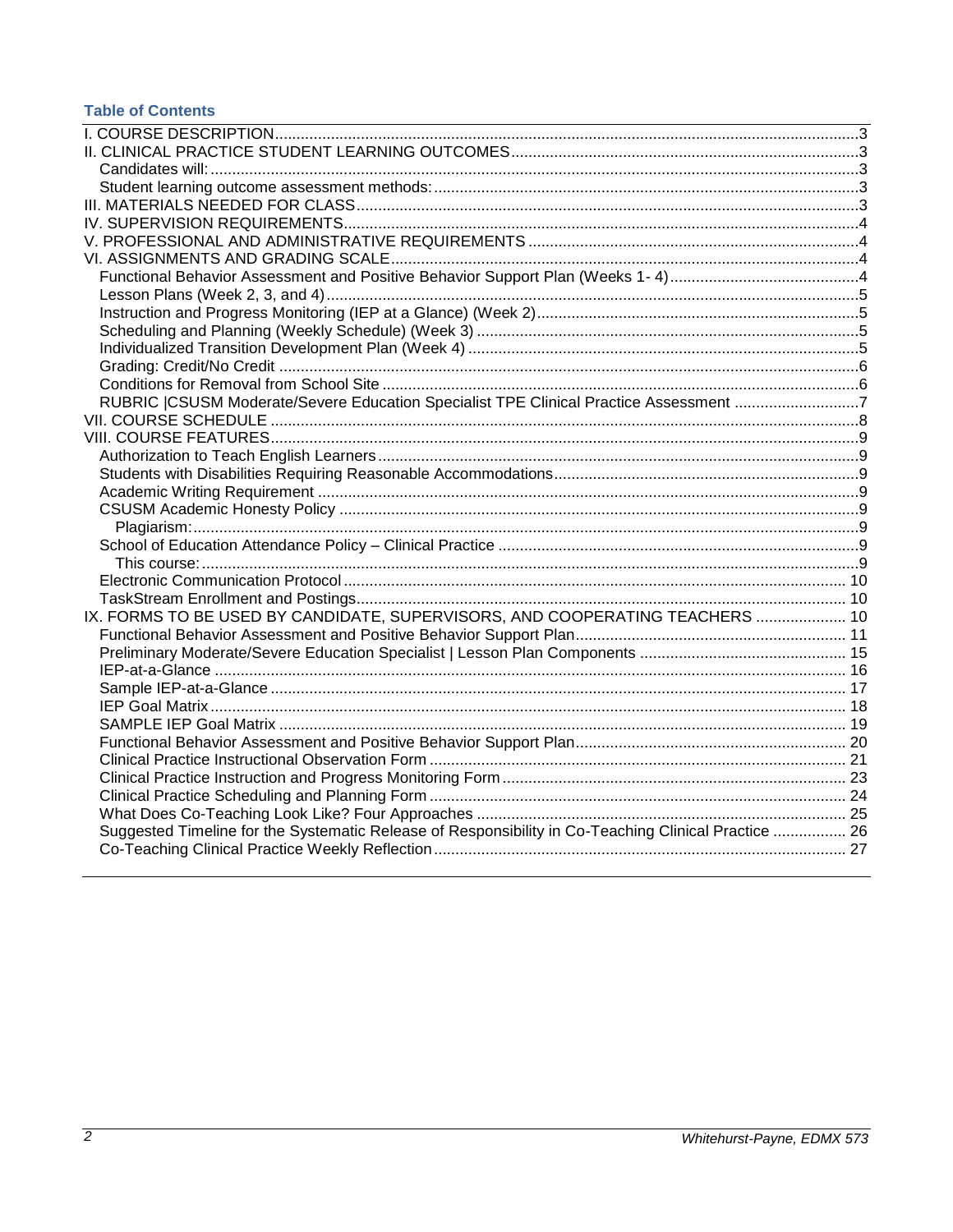### Table of Contents

- I. COURSE DESCRIPTION ... 3
- II. CLINICAL PRACTICE STUDENT LEARNING OUTCOMES ... 3
  - Candidates will: ... 3
  - Student learning outcome assessment methods: ... 3
- III. MATERIALS NEEDED FOR CLASS ... 3
- IV. SUPERVISION REQUIREMENTS ... 4
- V. PROFESSIONAL AND ADMINISTRATIVE REQUIREMENTS ... 4
- VI. ASSIGNMENTS AND GRADING SCALE ... 4
  - Functional Behavior Assessment and Positive Behavior Support Plan (Weeks 1- 4) ... 4
  - Lesson Plans (Week 2, 3, and 4) ... 5
  - Instruction and Progress Monitoring (IEP at a Glance) (Week 2) ... 5
  - Scheduling and Planning (Weekly Schedule) (Week 3) ... 5
  - Individualized Transition Development Plan (Week 4) ... 5
  - Grading: Credit/No Credit ... 6
  - Conditions for Removal from School Site ... 6
  - RUBRIC |CSUSM Moderate/Severe Education Specialist TPE Clinical Practice Assessment ... 7
- VII. COURSE SCHEDULE ... 8
- VIII. COURSE FEATURES ... 9
  - Authorization to Teach English Learners ... 9
  - Students with Disabilities Requiring Reasonable Accommodations ... 9
  - Academic Writing Requirement ... 9
  - CSUSM Academic Honesty Policy ... 9
    - Plagiarism: ... 9
  - School of Education Attendance Policy – Clinical Practice ... 9
    - This course: ... 9
  - Electronic Communication Protocol ... 10
  - TaskStream Enrollment and Postings ... 10
- IX. FORMS TO BE USED BY CANDIDATE, SUPERVISORS, AND COOPERATING TEACHERS ... 10
  - Functional Behavior Assessment and Positive Behavior Support Plan ... 11
  - Preliminary Moderate/Severe Education Specialist | Lesson Plan Components ... 15
  - IEP-at-a-Glance ... 16
  - Sample IEP-at-a-Glance ... 17
  - IEP Goal Matrix ... 18
  - SAMPLE IEP Goal Matrix ... 19
  - Functional Behavior Assessment and Positive Behavior Support Plan ... 20
  - Clinical Practice Instructional Observation Form ... 21
  - Clinical Practice Instruction and Progress Monitoring Form ... 23
  - Clinical Practice Scheduling and Planning Form ... 24
  - What Does Co-Teaching Look Like? Four Approaches ... 25
  - Suggested Timeline for the Systematic Release of Responsibility in Co-Teaching Clinical Practice ... 26
  - Co-Teaching Clinical Practice Weekly Reflection ... 27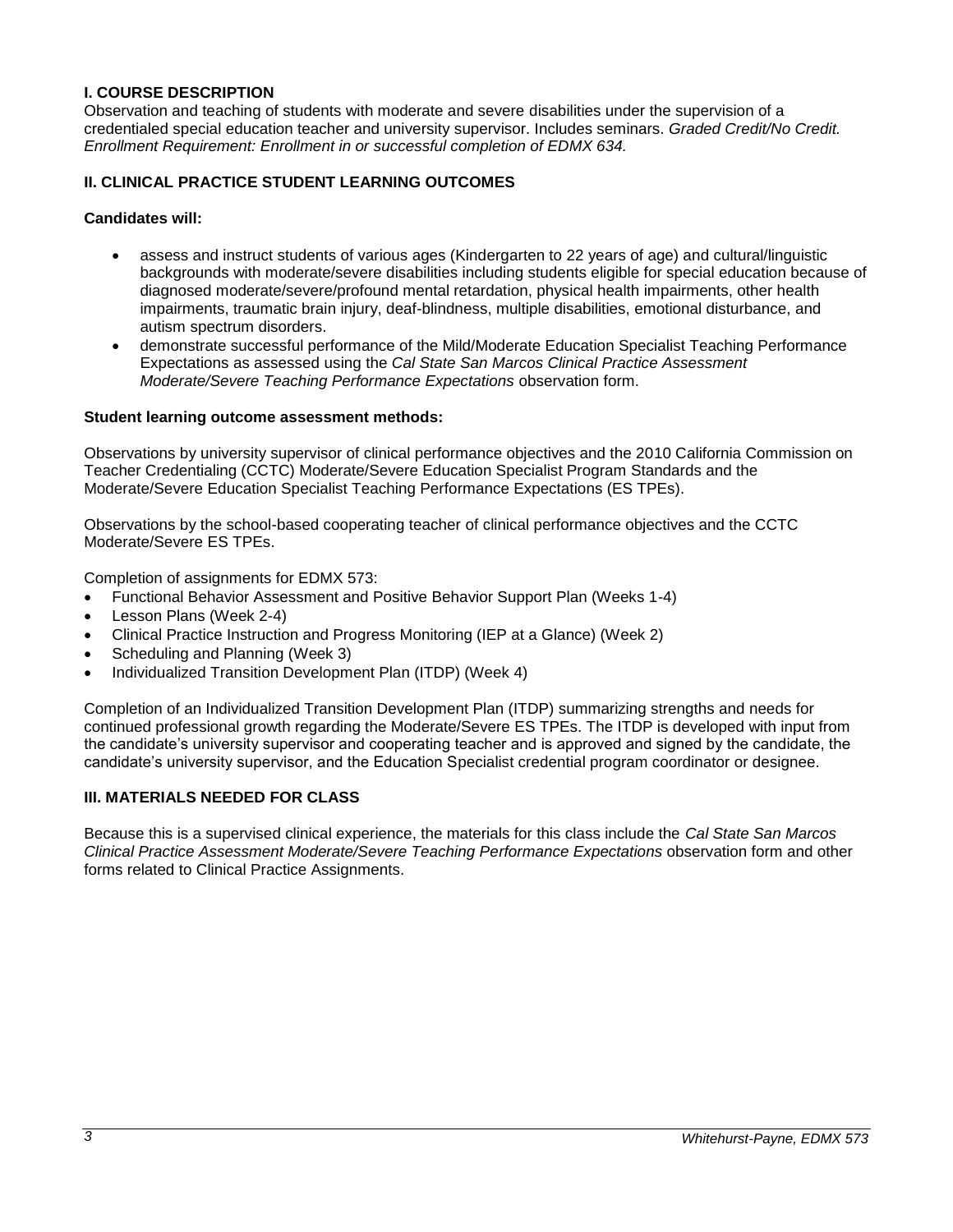## I. COURSE DESCRIPTION

Observation and teaching of students with moderate and severe disabilities under the supervision of a credentialed special education teacher and university supervisor. Includes seminars. *Graded Credit/No Credit. Enrollment Requirement: Enrollment in or successful completion of EDMX 634.*

## II. CLINICAL PRACTICE STUDENT LEARNING OUTCOMES

**Candidates will:**

- assess and instruct students of various ages (Kindergarten to 22 years of age) and cultural/linguistic backgrounds with moderate/severe disabilities including students eligible for special education because of diagnosed moderate/severe/profound mental retardation, physical health impairments, other health impairments, traumatic brain injury, deaf-blindness, multiple disabilities, emotional disturbance, and autism spectrum disorders.
- demonstrate successful performance of the Mild/Moderate Education Specialist Teaching Performance Expectations as assessed using the *Cal State San Marcos Clinical Practice Assessment Moderate/Severe Teaching Performance Expectations* observation form.

**Student learning outcome assessment methods:**

Observations by university supervisor of clinical performance objectives and the 2010 California Commission on Teacher Credentialing (CCTC) Moderate/Severe Education Specialist Program Standards and the Moderate/Severe Education Specialist Teaching Performance Expectations (ES TPEs).

Observations by the school-based cooperating teacher of clinical performance objectives and the CCTC Moderate/Severe ES TPEs.

Completion of assignments for EDMX 573:

- Functional Behavior Assessment and Positive Behavior Support Plan (Weeks 1-4)
- Lesson Plans (Week 2-4)
- Clinical Practice Instruction and Progress Monitoring (IEP at a Glance) (Week 2)
- Scheduling and Planning (Week 3)
- Individualized Transition Development Plan (ITDP) (Week 4)

Completion of an Individualized Transition Development Plan (ITDP) summarizing strengths and needs for continued professional growth regarding the Moderate/Severe ES TPEs. The ITDP is developed with input from the candidate's university supervisor and cooperating teacher and is approved and signed by the candidate, the candidate's university supervisor, and the Education Specialist credential program coordinator or designee.

## III. MATERIALS NEEDED FOR CLASS

Because this is a supervised clinical experience, the materials for this class include the *Cal State San Marcos Clinical Practice Assessment Moderate/Severe Teaching Performance Expectations* observation form and other forms related to Clinical Practice Assignments.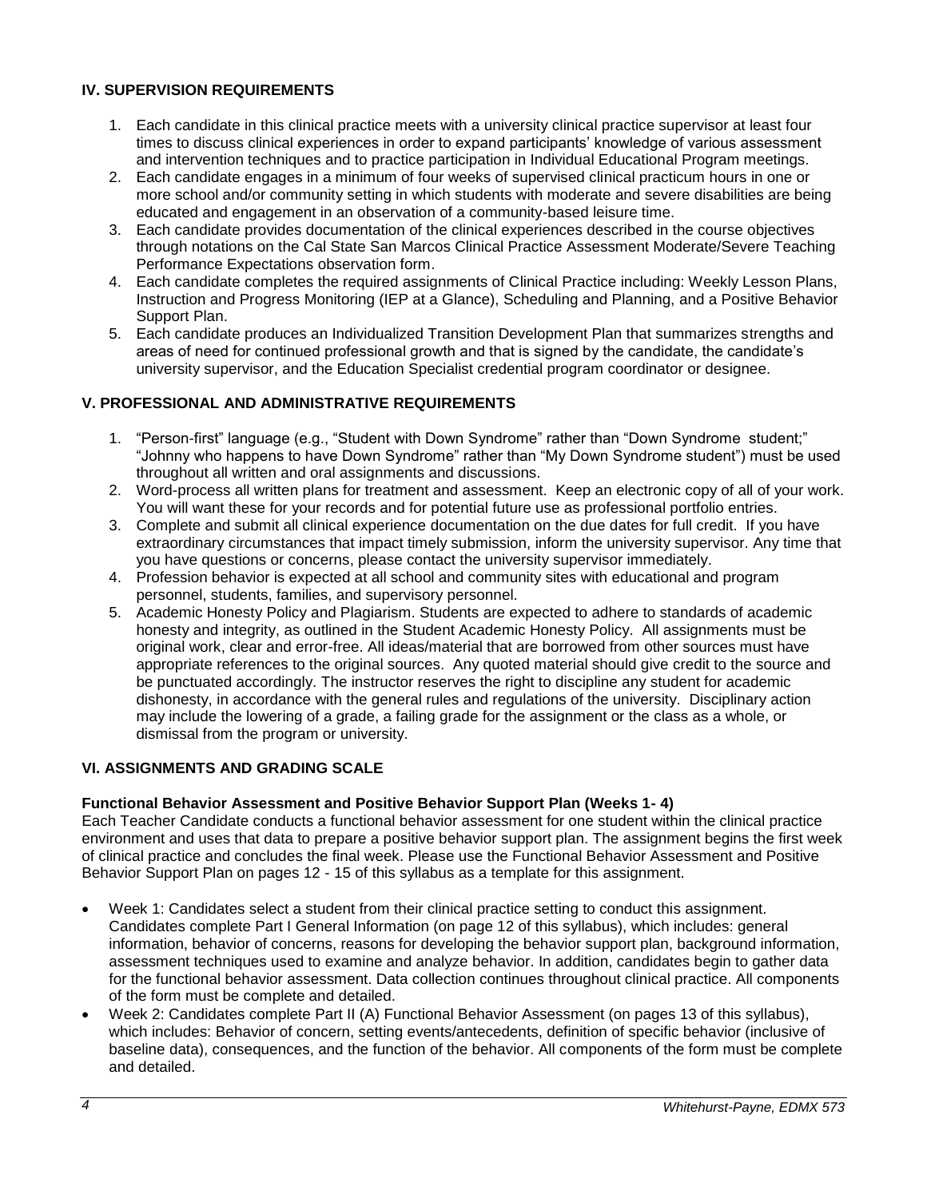## IV. SUPERVISION REQUIREMENTS

1. Each candidate in this clinical practice meets with a university clinical practice supervisor at least four times to discuss clinical experiences in order to expand participants' knowledge of various assessment and intervention techniques and to practice participation in Individual Educational Program meetings.
2. Each candidate engages in a minimum of four weeks of supervised clinical practicum hours in one or more school and/or community setting in which students with moderate and severe disabilities are being educated and engagement in an observation of a community-based leisure time.
3. Each candidate provides documentation of the clinical experiences described in the course objectives through notations on the Cal State San Marcos Clinical Practice Assessment Moderate/Severe Teaching Performance Expectations observation form.
4. Each candidate completes the required assignments of Clinical Practice including: Weekly Lesson Plans, Instruction and Progress Monitoring (IEP at a Glance), Scheduling and Planning, and a Positive Behavior Support Plan.
5. Each candidate produces an Individualized Transition Development Plan that summarizes strengths and areas of need for continued professional growth and that is signed by the candidate, the candidate's university supervisor, and the Education Specialist credential program coordinator or designee.

## V. PROFESSIONAL AND ADMINISTRATIVE REQUIREMENTS

1. "Person-first" language (e.g., "Student with Down Syndrome" rather than "Down Syndrome student;" "Johnny who happens to have Down Syndrome" rather than "My Down Syndrome student") must be used throughout all written and oral assignments and discussions.
2. Word-process all written plans for treatment and assessment. Keep an electronic copy of all of your work. You will want these for your records and for potential future use as professional portfolio entries.
3. Complete and submit all clinical experience documentation on the due dates for full credit. If you have extraordinary circumstances that impact timely submission, inform the university supervisor. Any time that you have questions or concerns, please contact the university supervisor immediately.
4. Profession behavior is expected at all school and community sites with educational and program personnel, students, families, and supervisory personnel.
5. Academic Honesty Policy and Plagiarism. Students are expected to adhere to standards of academic honesty and integrity, as outlined in the Student Academic Honesty Policy. All assignments must be original work, clear and error-free. All ideas/material that are borrowed from other sources must have appropriate references to the original sources. Any quoted material should give credit to the source and be punctuated accordingly. The instructor reserves the right to discipline any student for academic dishonesty, in accordance with the general rules and regulations of the university. Disciplinary action may include the lowering of a grade, a failing grade for the assignment or the class as a whole, or dismissal from the program or university.

## VI. ASSIGNMENTS AND GRADING SCALE

### Functional Behavior Assessment and Positive Behavior Support Plan (Weeks 1- 4)

Each Teacher Candidate conducts a functional behavior assessment for one student within the clinical practice environment and uses that data to prepare a positive behavior support plan. The assignment begins the first week of clinical practice and concludes the final week. Please use the Functional Behavior Assessment and Positive Behavior Support Plan on pages 12 - 15 of this syllabus as a template for this assignment.

- Week 1: Candidates select a student from their clinical practice setting to conduct this assignment. Candidates complete Part I General Information (on page 12 of this syllabus), which includes: general information, behavior of concerns, reasons for developing the behavior support plan, background information, assessment techniques used to examine and analyze behavior. In addition, candidates begin to gather data for the functional behavior assessment. Data collection continues throughout clinical practice. All components of the form must be complete and detailed.
- Week 2: Candidates complete Part II (A) Functional Behavior Assessment (on pages 13 of this syllabus), which includes: Behavior of concern, setting events/antecedents, definition of specific behavior (inclusive of baseline data), consequences, and the function of the behavior. All components of the form must be complete and detailed.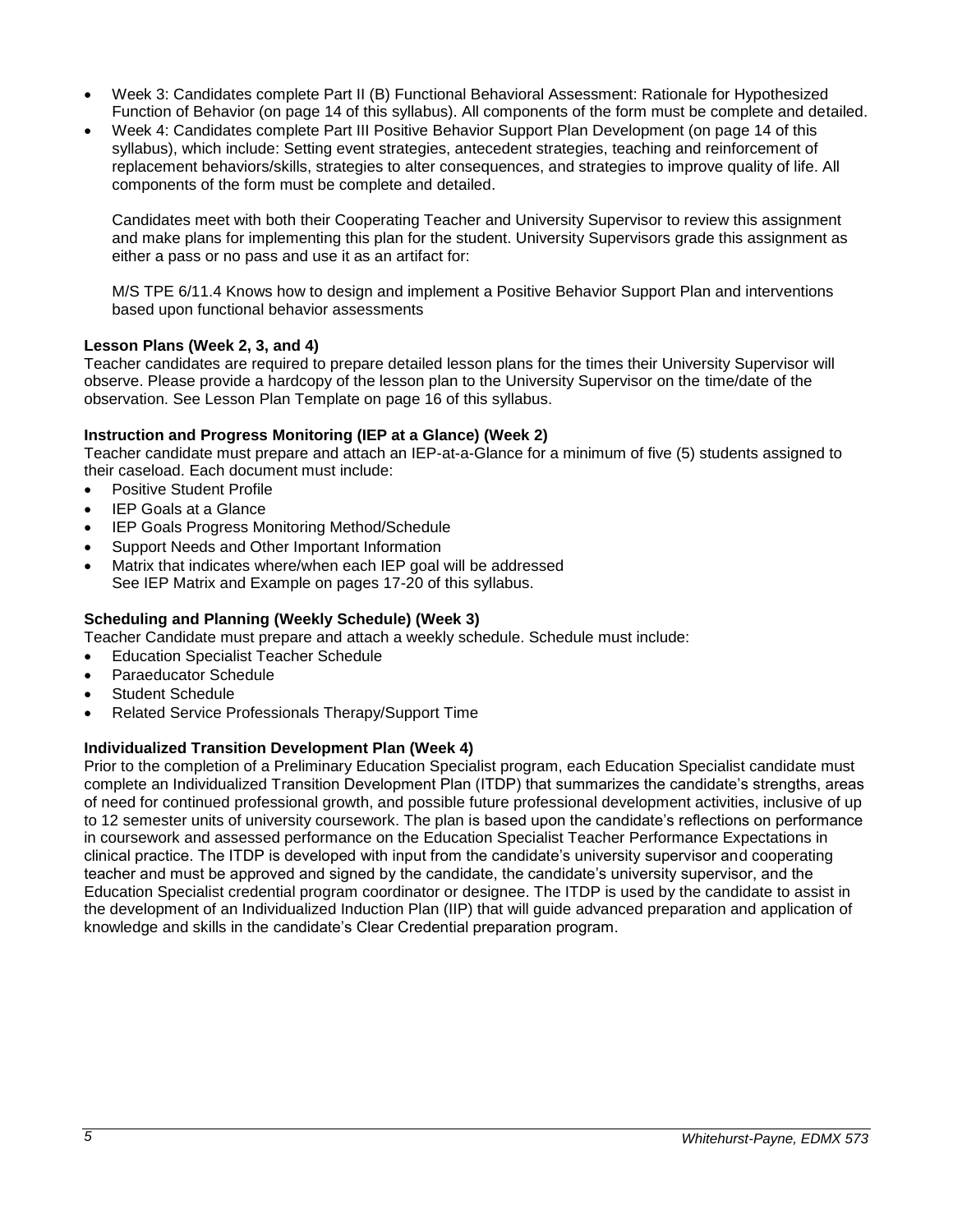- Week 3: Candidates complete Part II (B) Functional Behavioral Assessment: Rationale for Hypothesized Function of Behavior (on page 14 of this syllabus). All components of the form must be complete and detailed.
- Week 4: Candidates complete Part III Positive Behavior Support Plan Development (on page 14 of this syllabus), which include: Setting event strategies, antecedent strategies, teaching and reinforcement of replacement behaviors/skills, strategies to alter consequences, and strategies to improve quality of life. All components of the form must be complete and detailed.

  Candidates meet with both their Cooperating Teacher and University Supervisor to review this assignment and make plans for implementing this plan for the student. University Supervisors grade this assignment as either a pass or no pass and use it as an artifact for:

  M/S TPE 6/11.4 Knows how to design and implement a Positive Behavior Support Plan and interventions based upon functional behavior assessments

**Lesson Plans (Week 2, 3, and 4)**
Teacher candidates are required to prepare detailed lesson plans for the times their University Supervisor will observe. Please provide a hardcopy of the lesson plan to the University Supervisor on the time/date of the observation. See Lesson Plan Template on page 16 of this syllabus.

**Instruction and Progress Monitoring (IEP at a Glance) (Week 2)**
Teacher candidate must prepare and attach an IEP-at-a-Glance for a minimum of five (5) students assigned to their caseload. Each document must include:

- Positive Student Profile
- IEP Goals at a Glance
- IEP Goals Progress Monitoring Method/Schedule
- Support Needs and Other Important Information
- Matrix that indicates where/when each IEP goal will be addressed
  See IEP Matrix and Example on pages 17-20 of this syllabus.

**Scheduling and Planning (Weekly Schedule) (Week 3)**
Teacher Candidate must prepare and attach a weekly schedule. Schedule must include:

- Education Specialist Teacher Schedule
- Paraeducator Schedule
- Student Schedule
- Related Service Professionals Therapy/Support Time

**Individualized Transition Development Plan (Week 4)**
Prior to the completion of a Preliminary Education Specialist program, each Education Specialist candidate must complete an Individualized Transition Development Plan (ITDP) that summarizes the candidate's strengths, areas of need for continued professional growth, and possible future professional development activities, inclusive of up to 12 semester units of university coursework. The plan is based upon the candidate's reflections on performance in coursework and assessed performance on the Education Specialist Teacher Performance Expectations in clinical practice. The ITDP is developed with input from the candidate's university supervisor and cooperating teacher and must be approved and signed by the candidate, the candidate's university supervisor, and the Education Specialist credential program coordinator or designee. The ITDP is used by the candidate to assist in the development of an Individualized Induction Plan (IIP) that will guide advanced preparation and application of knowledge and skills in the candidate's Clear Credential preparation program.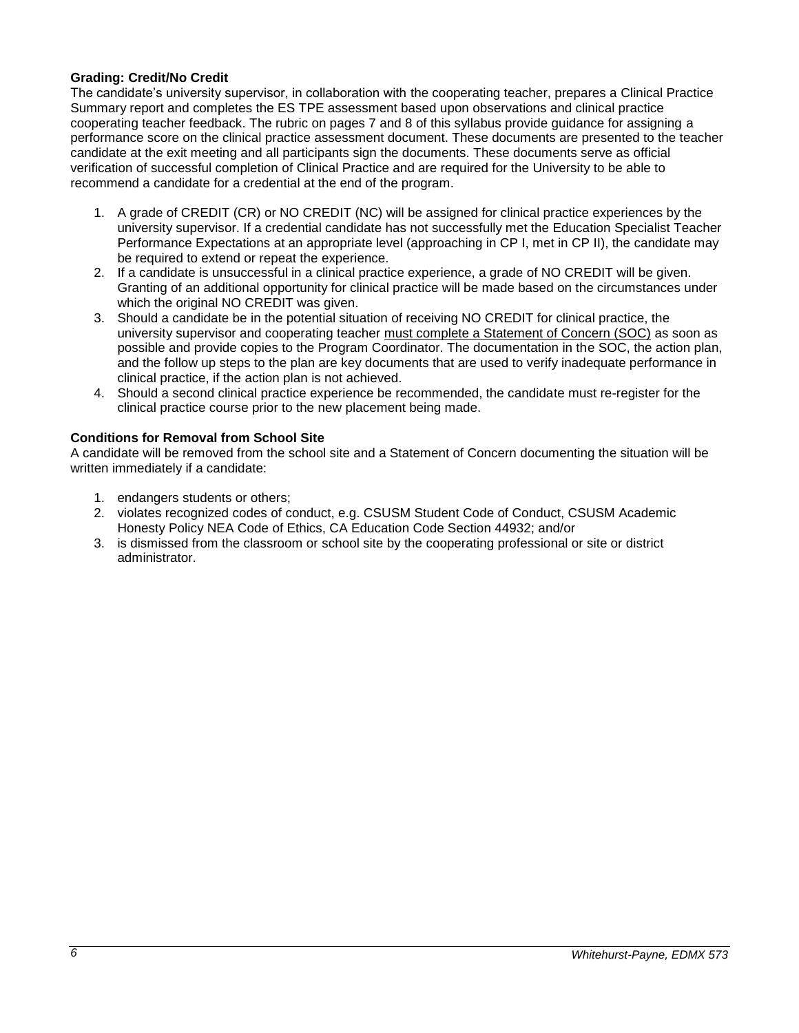**Grading: Credit/No Credit**

The candidate's university supervisor, in collaboration with the cooperating teacher, prepares a Clinical Practice Summary report and completes the ES TPE assessment based upon observations and clinical practice cooperating teacher feedback. The rubric on pages 7 and 8 of this syllabus provide guidance for assigning a performance score on the clinical practice assessment document. These documents are presented to the teacher candidate at the exit meeting and all participants sign the documents. These documents serve as official verification of successful completion of Clinical Practice and are required for the University to be able to recommend a candidate for a credential at the end of the program.

1. A grade of CREDIT (CR) or NO CREDIT (NC) will be assigned for clinical practice experiences by the university supervisor. If a credential candidate has not successfully met the Education Specialist Teacher Performance Expectations at an appropriate level (approaching in CP I, met in CP II), the candidate may be required to extend or repeat the experience.
2. If a candidate is unsuccessful in a clinical practice experience, a grade of NO CREDIT will be given. Granting of an additional opportunity for clinical practice will be made based on the circumstances under which the original NO CREDIT was given.
3. Should a candidate be in the potential situation of receiving NO CREDIT for clinical practice, the university supervisor and cooperating teacher must complete a Statement of Concern (SOC) as soon as possible and provide copies to the Program Coordinator. The documentation in the SOC, the action plan, and the follow up steps to the plan are key documents that are used to verify inadequate performance in clinical practice, if the action plan is not achieved.
4. Should a second clinical practice experience be recommended, the candidate must re-register for the clinical practice course prior to the new placement being made.

**Conditions for Removal from School Site**

A candidate will be removed from the school site and a Statement of Concern documenting the situation will be written immediately if a candidate:

1. endangers students or others;
2. violates recognized codes of conduct, e.g. CSUSM Student Code of Conduct, CSUSM Academic Honesty Policy NEA Code of Ethics, CA Education Code Section 44932; and/or
3. is dismissed from the classroom or school site by the cooperating professional or site or district administrator.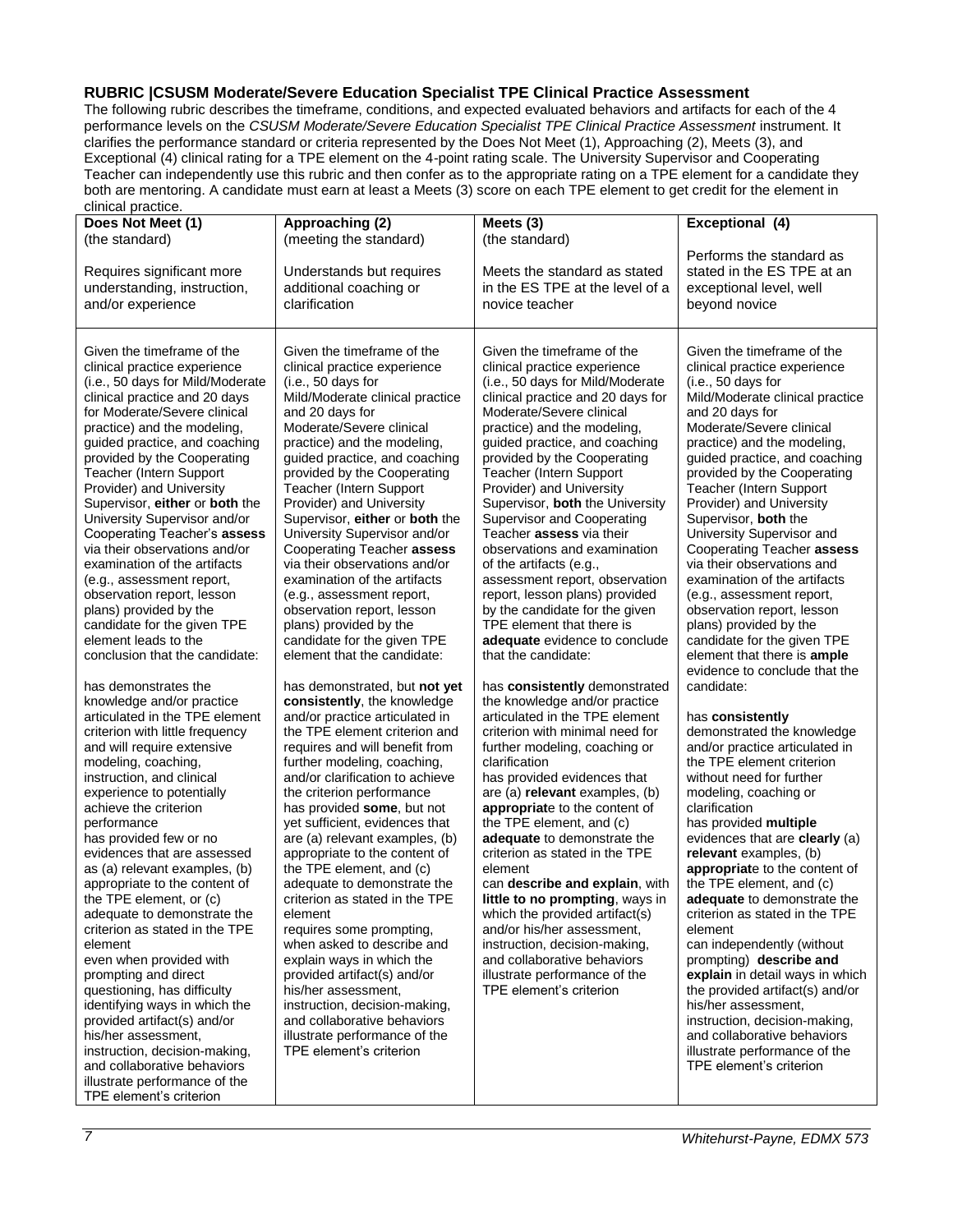**RUBRIC |CSUSM Moderate/Severe Education Specialist TPE Clinical Practice Assessment**

The following rubric describes the timeframe, conditions, and expected evaluated behaviors and artifacts for each of the 4 performance levels on the *CSUSM Moderate/Severe Education Specialist TPE Clinical Practice Assessment* instrument. It clarifies the performance standard or criteria represented by the Does Not Meet (1), Approaching (2), Meets (3), and Exceptional (4) clinical rating for a TPE element on the 4-point rating scale. The University Supervisor and Cooperating Teacher can independently use this rubric and then confer as to the appropriate rating on a TPE element for a candidate they both are mentoring. A candidate must earn at least a Meets (3) score on each TPE element to get credit for the element in clinical practice.

| **Does Not Meet (1)** (the standard)<br><br>Requires significant more understanding, instruction, and/or experience | **Approaching (2)** (meeting the standard)<br><br>Understands but requires additional coaching or clarification | **Meets (3)** (the standard)<br><br>Meets the standard as stated in the ES TPE at the level of a novice teacher | **Exceptional (4)**<br><br>Performs the standard as stated in the ES TPE at an exceptional level, well beyond novice |
|---|---|---|---|
| Given the timeframe of the clinical practice experience (i.e., 50 days for Mild/Moderate clinical practice and 20 days for Moderate/Severe clinical practice) and the modeling, guided practice, and coaching provided by the Cooperating Teacher (Intern Support Provider) and University Supervisor, **either** or **both** the University Supervisor and/or Cooperating Teacher's **assess** via their observations and/or examination of the artifacts (e.g., assessment report, observation report, lesson plans) provided by the candidate for the given TPE element leads to the conclusion that the candidate:<br><br>has demonstrates the knowledge and/or practice articulated in the TPE element criterion with little frequency and will require extensive modeling, coaching, instruction, and clinical experience to potentially achieve the criterion performance<br>has provided few or no evidences that are assessed as (a) relevant examples, (b) appropriate to the content of the TPE element, or (c) adequate to demonstrate the criterion as stated in the TPE element<br>even when provided with prompting and direct questioning, has difficulty identifying ways in which the provided artifact(s) and/or his/her assessment, instruction, decision-making, and collaborative behaviors illustrate performance of the TPE element's criterion | Given the timeframe of the clinical practice experience (i.e., 50 days for Mild/Moderate clinical practice and 20 days for Moderate/Severe clinical practice) and the modeling, guided practice, and coaching provided by the Cooperating Teacher (Intern Support Provider) and University Supervisor, **either** or **both** the University Supervisor and/or Cooperating Teacher **assess** via their observations and/or examination of the artifacts (e.g., assessment report, observation report, lesson plans) provided by the candidate for the given TPE element that the candidate:<br><br>has demonstrated, but **not yet consistently**, the knowledge and/or practice articulated in the TPE element criterion and requires and will benefit from further modeling, coaching, and/or clarification to achieve the criterion performance<br>has provided **some**, but not yet sufficient, evidences that are (a) relevant examples, (b) appropriate to the content of the TPE element, and (c) adequate to demonstrate the criterion as stated in the TPE element<br>requires some prompting, when asked to describe and explain ways in which the provided artifact(s) and/or his/her assessment, instruction, decision-making, and collaborative behaviors illustrate performance of the TPE element's criterion | Given the timeframe of the clinical practice experience (i.e., 50 days for Mild/Moderate clinical practice and 20 days for Moderate/Severe clinical practice) and the modeling, guided practice, and coaching provided by the Cooperating Teacher (Intern Support Provider) and University Supervisor, **both** the University Supervisor and Cooperating Teacher **assess** via their observations and examination of the artifacts (e.g., assessment report, observation report, lesson plans) provided by the candidate for the given TPE element that there is **adequate** evidence to conclude that the candidate:<br><br>has **consistently** demonstrated the knowledge and/or practice articulated in the TPE element criterion with minimal need for further modeling, coaching or clarification<br>has provided evidences that are (a) **relevant** examples, (b) **appropriat**e to the content of the TPE element, and (c) **adequate** to demonstrate the criterion as stated in the TPE element<br>can **describe and explain**, with **little to no prompting**, ways in which the provided artifact(s) and/or his/her assessment, instruction, decision-making, and collaborative behaviors illustrate performance of the TPE element's criterion | Given the timeframe of the clinical practice experience (i.e., 50 days for Mild/Moderate clinical practice and 20 days for Moderate/Severe clinical practice) and the modeling, guided practice, and coaching provided by the Cooperating Teacher (Intern Support Provider) and University Supervisor, **both** the University Supervisor and Cooperating Teacher **assess** via their observations and examination of the artifacts (e.g., assessment report, observation report, lesson plans) provided by the candidate for the given TPE element that there is **ample** evidence to conclude that the candidate:<br><br>has **consistently** demonstrated the knowledge and/or practice articulated in the TPE element criterion without need for further modeling, coaching or clarification<br>has provided **multiple** evidences that are **clearly** (a) **relevant** examples, (b) **appropriat**e to the content of the TPE element, and (c) **adequate** to demonstrate the criterion as stated in the TPE element<br>can independently (without prompting) **describe and explain** in detail ways in which the provided artifact(s) and/or his/her assessment, instruction, decision-making, and collaborative behaviors illustrate performance of the TPE element's criterion |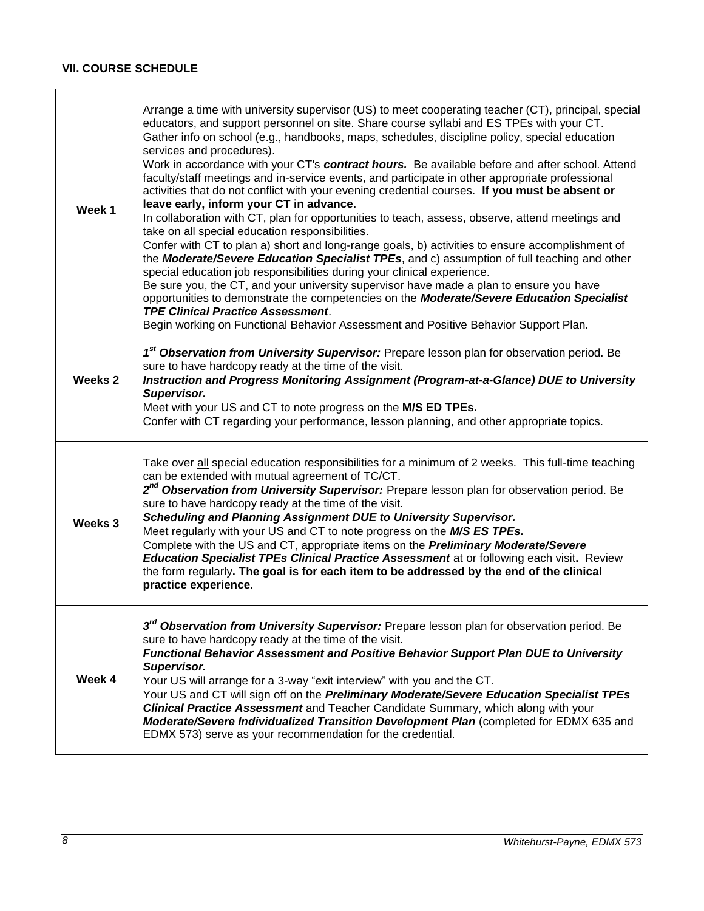### VII. COURSE SCHEDULE

| | |
|---|---|
| **Week 1** | Arrange a time with university supervisor (US) to meet cooperating teacher (CT), principal, special educators, and support personnel on site. Share course syllabi and ES TPEs with your CT.<br>Gather info on school (e.g., handbooks, maps, schedules, discipline policy, special education services and procedures).<br>Work in accordance with your CT's ***contract hours.*** Be available before and after school. Attend faculty/staff meetings and in-service events, and participate in other appropriate professional activities that do not conflict with your evening credential courses. **If you must be absent or leave early, inform your CT in advance.**<br>In collaboration with CT, plan for opportunities to teach, assess, observe, attend meetings and take on all special education responsibilities.<br>Confer with CT to plan a) short and long-range goals, b) activities to ensure accomplishment of the ***Moderate/Severe Education Specialist TPEs***, and c) assumption of full teaching and other special education job responsibilities during your clinical experience.<br>Be sure you, the CT, and your university supervisor have made a plan to ensure you have opportunities to demonstrate the competencies on the ***Moderate/Severe Education Specialist TPE Clinical Practice Assessment***.<br>Begin working on Functional Behavior Assessment and Positive Behavior Support Plan. |
| **Weeks 2** | ***1st Observation from University Supervisor:*** Prepare lesson plan for observation period. Be sure to have hardcopy ready at the time of the visit.<br>***Instruction and Progress Monitoring Assignment (Program-at-a-Glance) DUE to University Supervisor.***<br>Meet with your US and CT to note progress on the **M/S ED TPEs.**<br>Confer with CT regarding your performance, lesson planning, and other appropriate topics. |
| **Weeks 3** | Take over <u>all</u> special education responsibilities for a minimum of 2 weeks. This full-time teaching can be extended with mutual agreement of TC/CT.<br>***2nd Observation from University Supervisor:*** Prepare lesson plan for observation period. Be sure to have hardcopy ready at the time of the visit.<br>***Scheduling and Planning Assignment DUE to University Supervisor.***<br>Meet regularly with your US and CT to note progress on the ***M/S ES TPEs.***<br>Complete with the US and CT, appropriate items on the ***Preliminary Moderate/Severe Education Specialist TPEs Clinical Practice Assessment*** at or following each visit**.** Review the form regularly**. The goal is for each item to be addressed by the end of the clinical practice experience.** |
| **Week 4** | ***3rd Observation from University Supervisor:*** Prepare lesson plan for observation period. Be sure to have hardcopy ready at the time of the visit.<br>***Functional Behavior Assessment and Positive Behavior Support Plan DUE to University Supervisor.***<br>Your US will arrange for a 3-way "exit interview" with you and the CT.<br>Your US and CT will sign off on the ***Preliminary Moderate/Severe Education Specialist TPEs Clinical Practice Assessment*** and Teacher Candidate Summary, which along with your ***Moderate/Severe Individualized Transition Development Plan*** (completed for EDMX 635 and EDMX 573) serve as your recommendation for the credential. |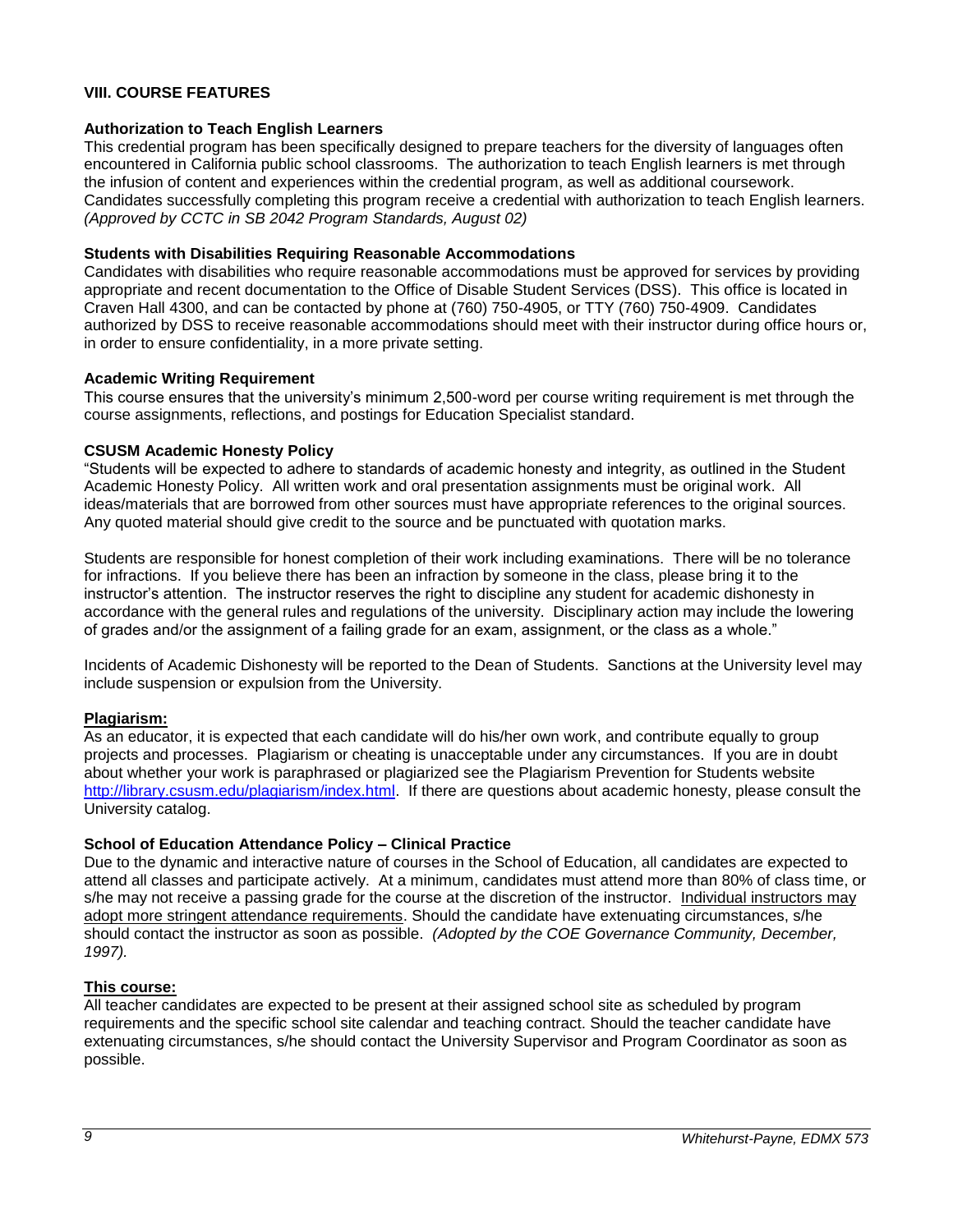## VIII. COURSE FEATURES

### Authorization to Teach English Learners

This credential program has been specifically designed to prepare teachers for the diversity of languages often encountered in California public school classrooms. The authorization to teach English learners is met through the infusion of content and experiences within the credential program, as well as additional coursework. Candidates successfully completing this program receive a credential with authorization to teach English learners. *(Approved by CCTC in SB 2042 Program Standards, August 02)*

### Students with Disabilities Requiring Reasonable Accommodations

Candidates with disabilities who require reasonable accommodations must be approved for services by providing appropriate and recent documentation to the Office of Disable Student Services (DSS). This office is located in Craven Hall 4300, and can be contacted by phone at (760) 750-4905, or TTY (760) 750-4909. Candidates authorized by DSS to receive reasonable accommodations should meet with their instructor during office hours or, in order to ensure confidentiality, in a more private setting.

### Academic Writing Requirement

This course ensures that the university's minimum 2,500-word per course writing requirement is met through the course assignments, reflections, and postings for Education Specialist standard.

### CSUSM Academic Honesty Policy

"Students will be expected to adhere to standards of academic honesty and integrity, as outlined in the Student Academic Honesty Policy. All written work and oral presentation assignments must be original work. All ideas/materials that are borrowed from other sources must have appropriate references to the original sources. Any quoted material should give credit to the source and be punctuated with quotation marks.

Students are responsible for honest completion of their work including examinations. There will be no tolerance for infractions. If you believe there has been an infraction by someone in the class, please bring it to the instructor's attention. The instructor reserves the right to discipline any student for academic dishonesty in accordance with the general rules and regulations of the university. Disciplinary action may include the lowering of grades and/or the assignment of a failing grade for an exam, assignment, or the class as a whole."

Incidents of Academic Dishonesty will be reported to the Dean of Students. Sanctions at the University level may include suspension or expulsion from the University.

**Plagiarism:**

As an educator, it is expected that each candidate will do his/her own work, and contribute equally to group projects and processes. Plagiarism or cheating is unacceptable under any circumstances. If you are in doubt about whether your work is paraphrased or plagiarized see the Plagiarism Prevention for Students website [http://library.csusm.edu/plagiarism/index.html](http://library.csusm.edu/plagiarism/index.html). If there are questions about academic honesty, please consult the University catalog.

### School of Education Attendance Policy – Clinical Practice

Due to the dynamic and interactive nature of courses in the School of Education, all candidates are expected to attend all classes and participate actively. At a minimum, candidates must attend more than 80% of class time, or s/he may not receive a passing grade for the course at the discretion of the instructor. Individual instructors may adopt more stringent attendance requirements. Should the candidate have extenuating circumstances, s/he should contact the instructor as soon as possible. *(Adopted by the COE Governance Community, December, 1997).*

**This course:**

All teacher candidates are expected to be present at their assigned school site as scheduled by program requirements and the specific school site calendar and teaching contract. Should the teacher candidate have extenuating circumstances, s/he should contact the University Supervisor and Program Coordinator as soon as possible.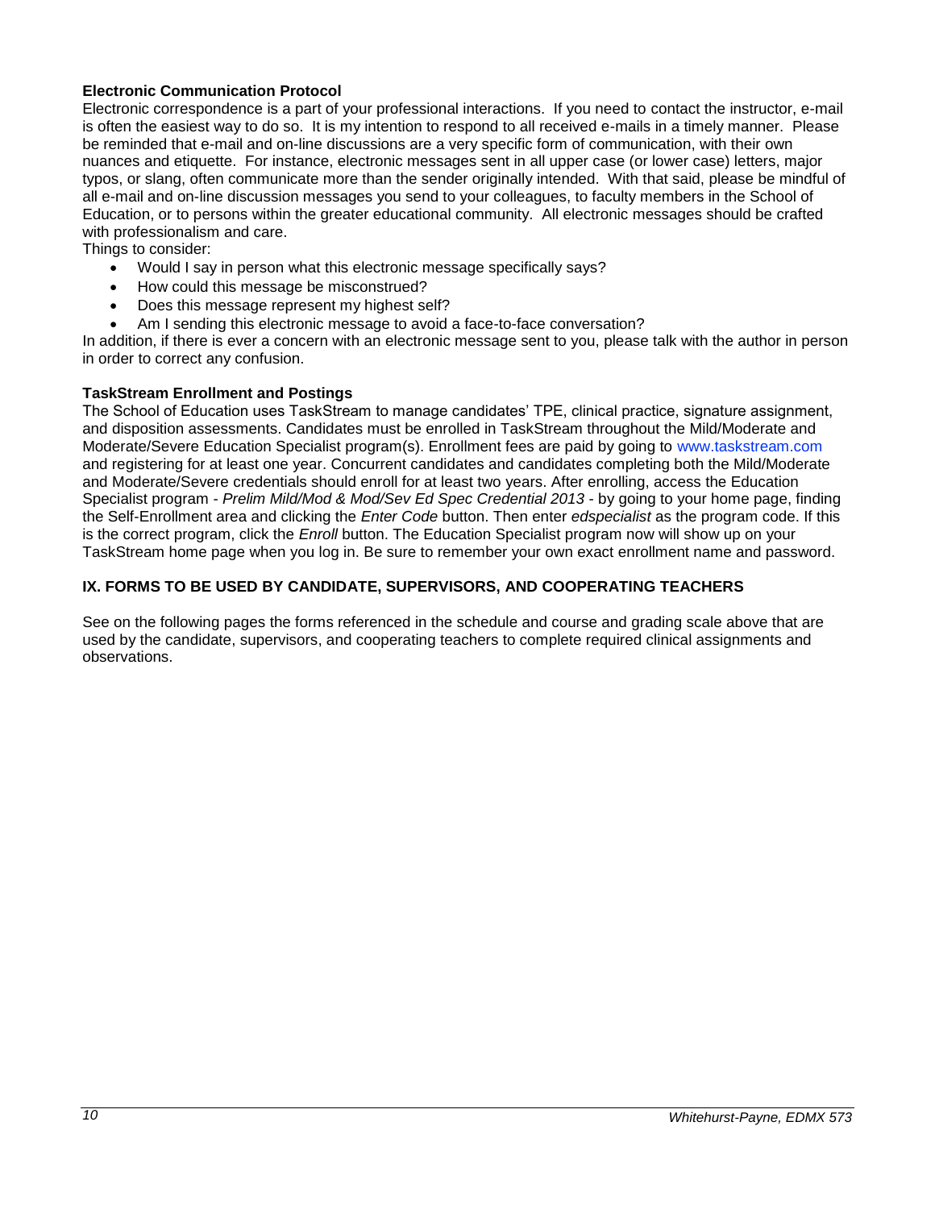**Electronic Communication Protocol**

Electronic correspondence is a part of your professional interactions. If you need to contact the instructor, e-mail is often the easiest way to do so. It is my intention to respond to all received e-mails in a timely manner. Please be reminded that e-mail and on-line discussions are a very specific form of communication, with their own nuances and etiquette. For instance, electronic messages sent in all upper case (or lower case) letters, major typos, or slang, often communicate more than the sender originally intended. With that said, please be mindful of all e-mail and on-line discussion messages you send to your colleagues, to faculty members in the School of Education, or to persons within the greater educational community. All electronic messages should be crafted with professionalism and care.

Things to consider:

- Would I say in person what this electronic message specifically says?
- How could this message be misconstrued?
- Does this message represent my highest self?
- Am I sending this electronic message to avoid a face-to-face conversation?

In addition, if there is ever a concern with an electronic message sent to you, please talk with the author in person in order to correct any confusion.

**TaskStream Enrollment and Postings**

The School of Education uses TaskStream to manage candidates' TPE, clinical practice, signature assignment, and disposition assessments. Candidates must be enrolled in TaskStream throughout the Mild/Moderate and Moderate/Severe Education Specialist program(s). Enrollment fees are paid by going to www.taskstream.com and registering for at least one year. Concurrent candidates and candidates completing both the Mild/Moderate and Moderate/Severe credentials should enroll for at least two years. After enrolling, access the Education Specialist program - *Prelim Mild/Mod & Mod/Sev Ed Spec Credential 2013* - by going to your home page, finding the Self-Enrollment area and clicking the *Enter Code* button. Then enter *edspecialist* as the program code. If this is the correct program, click the *Enroll* button. The Education Specialist program now will show up on your TaskStream home page when you log in. Be sure to remember your own exact enrollment name and password.

## IX. FORMS TO BE USED BY CANDIDATE, SUPERVISORS, AND COOPERATING TEACHERS

See on the following pages the forms referenced in the schedule and course and grading scale above that are used by the candidate, supervisors, and cooperating teachers to complete required clinical assignments and observations.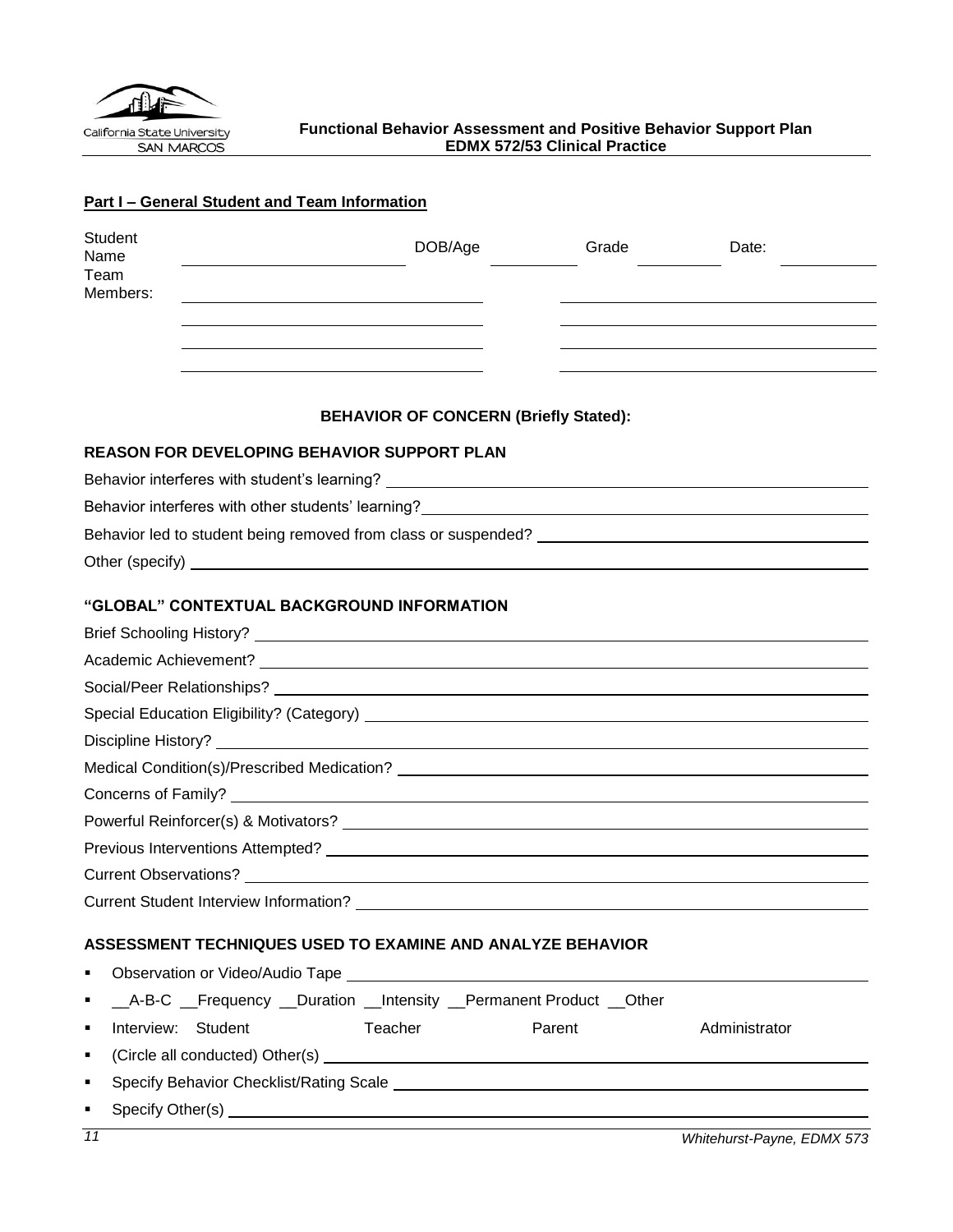**Functional Behavior Assessment and Positive Behavior Support Plan**
**EDMX 572/53 Clinical Practice**

**Part I – General Student and Team Information**

Student Name ______________________ DOB/Age __________ Grade __________ Date: __________

Team Members: ______________________ ______________________

______________________ ______________________

______________________ ______________________

______________________ ______________________

**BEHAVIOR OF CONCERN (Briefly Stated):**

**REASON FOR DEVELOPING BEHAVIOR SUPPORT PLAN**

Behavior interferes with student's learning? ______________________

Behavior interferes with other students' learning? ______________________

Behavior led to student being removed from class or suspended? ______________________

Other (specify) ______________________

**"GLOBAL" CONTEXTUAL BACKGROUND INFORMATION**

Brief Schooling History? ______________________

Academic Achievement? ______________________

Social/Peer Relationships? ______________________

Special Education Eligibility? (Category) ______________________

Discipline History? ______________________

Medical Condition(s)/Prescribed Medication? ______________________

Concerns of Family? ______________________

Powerful Reinforcer(s) & Motivators? ______________________

Previous Interventions Attempted? ______________________

Current Observations? ______________________

Current Student Interview Information? ______________________

**ASSESSMENT TECHNIQUES USED TO EXAMINE AND ANALYZE BEHAVIOR**

- Observation or Video/Audio Tape ______________________
- __A-B-C __Frequency __Duration __Intensity __Permanent Product __Other
- Interview: Student Teacher Parent Administrator
- (Circle all conducted) Other(s) ______________________
- Specify Behavior Checklist/Rating Scale ______________________
- Specify Other(s) ______________________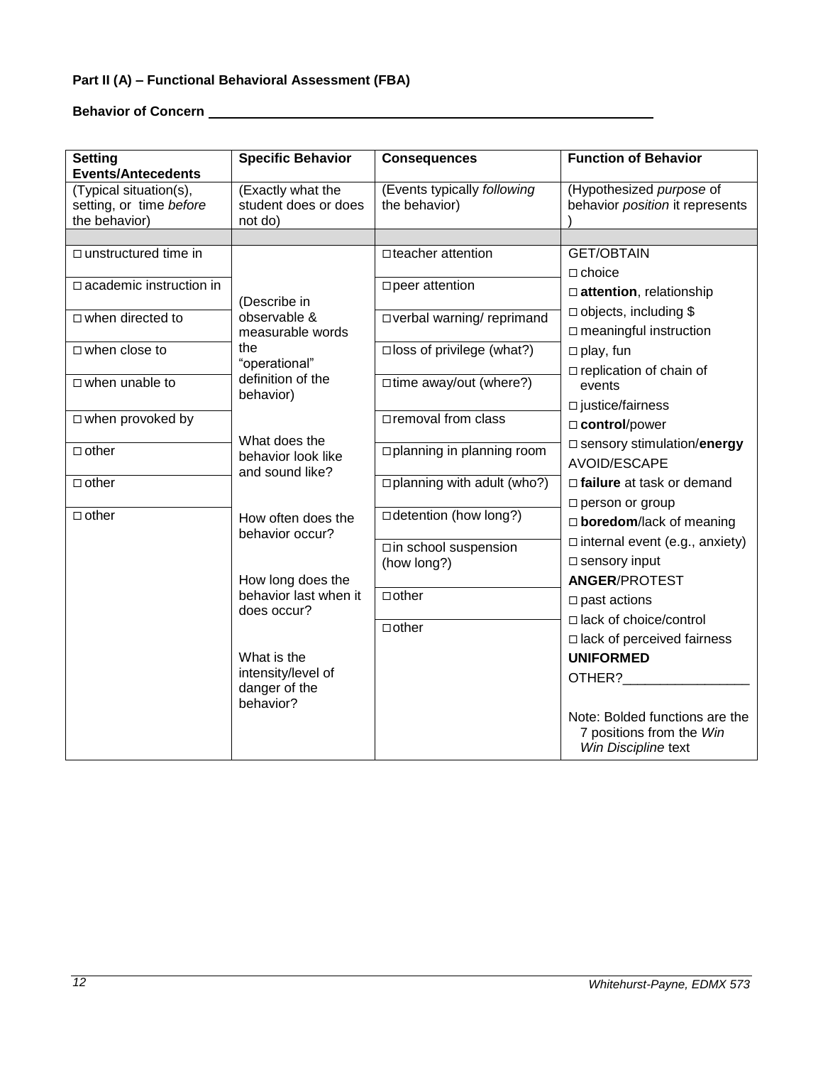**Part II (A) – Functional Behavioral Assessment (FBA)**

**Behavior of Concern** ____________________________________________

| **Setting Events/Antecedents** | **Specific Behavior** | **Consequences** | **Function of Behavior** |
|---|---|---|---|
| (Typical situation(s), setting, or time *before* the behavior) | (Exactly what the student does or does not do) | (Events typically *following* the behavior) | (Hypothesized *purpose* of behavior *position* it represents ) |
| | | | |
| □ unstructured time in | (Describe in observable & measurable words the "operational" definition of the behavior) | □ teacher attention | GET/OBTAIN<br>□ choice<br>□ **attention**, relationship<br>□ objects, including $<br>□ meaningful instruction<br>□ play, fun<br>□ replication of chain of events<br>□ justice/fairness<br>□ **control**/power<br>□ sensory stimulation/**energy**<br>AVOID/ESCAPE<br>□ **failure** at task or demand<br>□ person or group<br>□ **boredom**/lack of meaning<br>□ internal event (e.g., anxiety)<br>□ sensory input<br>**ANGER**/PROTEST<br>□ past actions<br>□ lack of choice/control<br>□ lack of perceived fairness<br>**UNIFORMED**<br>OTHER?_________________<br><br>Note: Bolded functions are the 7 positions from the *Win Win Discipline* text |
| □ academic instruction in | | □ peer attention | |
| □ when directed to | | □ verbal warning/ reprimand | |
| □ when close to | | □ loss of privilege (what?) | |
| □ when unable to | | □ time away/out (where?) | |
| □ when provoked by | What does the behavior look like and sound like? | □ removal from class | |
| □ other | | □ planning in planning room | |
| □ other | | □ planning with adult (who?) | |
| □ other | How often does the behavior occur? | □ detention (how long?) | |
| | | □ in school suspension (how long?) | |
| | How long does the behavior last when it does occur? | □ other | |
| | What is the intensity/level of danger of the behavior? | □ other | |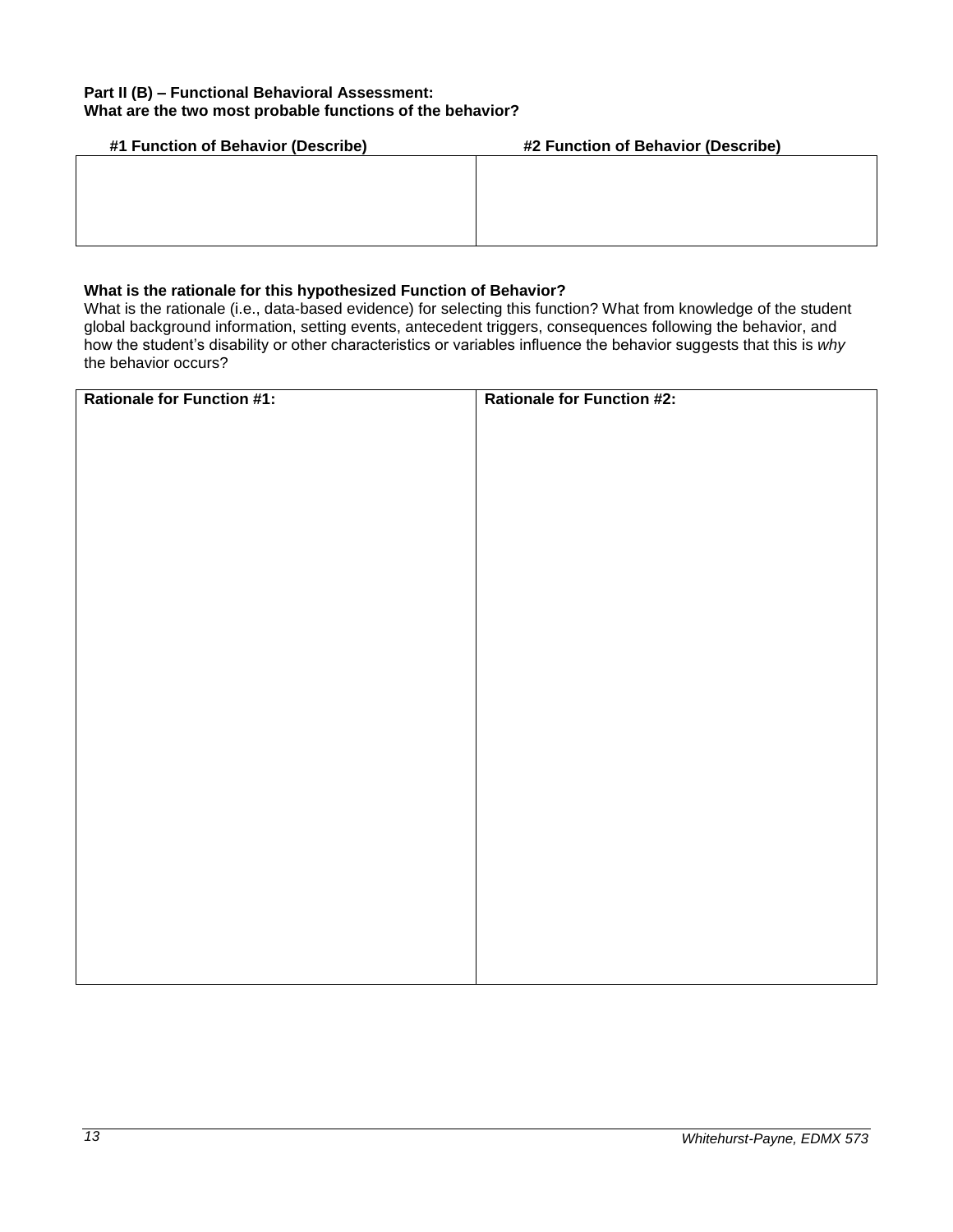**Part II (B) – Functional Behavioral Assessment:**
**What are the two most probable functions of the behavior?**

| #1 Function of Behavior (Describe) | #2 Function of Behavior (Describe) |
|---|---|
| | |

**What is the rationale for this hypothesized Function of Behavior?**
What is the rationale (i.e., data-based evidence) for selecting this function? What from knowledge of the student global background information, setting events, antecedent triggers, consequences following the behavior, and how the student's disability or other characteristics or variables influence the behavior suggests that this is *why* the behavior occurs?

| Rationale for Function #1: | Rationale for Function #2: |
|---|---|
| | |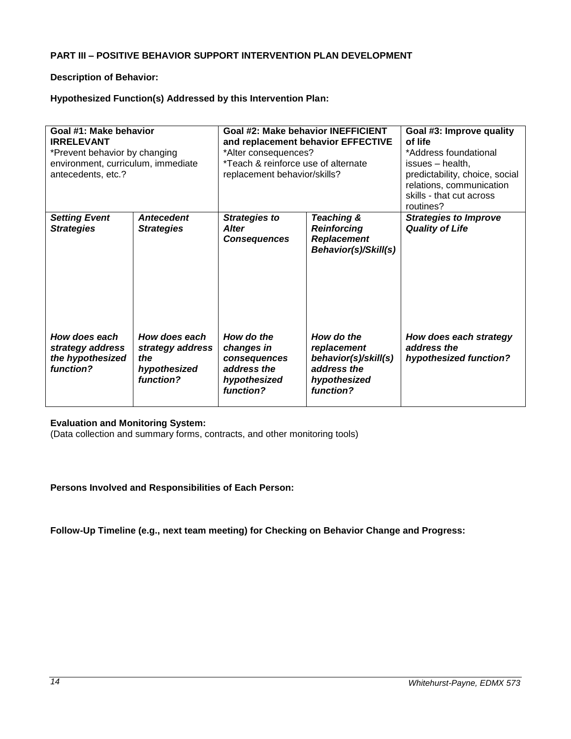**PART III – POSITIVE BEHAVIOR SUPPORT INTERVENTION PLAN DEVELOPMENT**

**Description of Behavior:**

**Hypothesized Function(s) Addressed by this Intervention Plan:**

| **Goal #1: Make behavior IRRELEVANT**<br>*Prevent behavior by changing environment, curriculum, immediate antecedents, etc.? | | **Goal #2: Make behavior INEFFICIENT and replacement behavior EFFECTIVE**<br>*Alter consequences?<br>*Teach & reinforce use of alternate replacement behavior/skills? | | **Goal #3: Improve quality of life**<br>*Address foundational issues – health, predictability, choice, social relations, communication skills - that cut across routines? |
|---|---|---|---|---|
| ***Setting Event Strategies*** | ***Antecedent Strategies*** | ***Strategies to Alter Consequences*** | ***Teaching & Reinforcing Replacement Behavior(s)/Skill(s)*** | ***Strategies to Improve Quality of Life*** |
| ***How does each strategy address the hypothesized function?*** | ***How does each strategy address the hypothesized function?*** | ***How do the changes in consequences address the hypothesized function?*** | ***How do the replacement behavior(s)/skill(s) address the hypothesized function?*** | ***How does each strategy address the hypothesized function?*** |

**Evaluation and Monitoring System:**
(Data collection and summary forms, contracts, and other monitoring tools)

**Persons Involved and Responsibilities of Each Person:**

**Follow-Up Timeline (e.g., next team meeting) for Checking on Behavior Change and Progress:**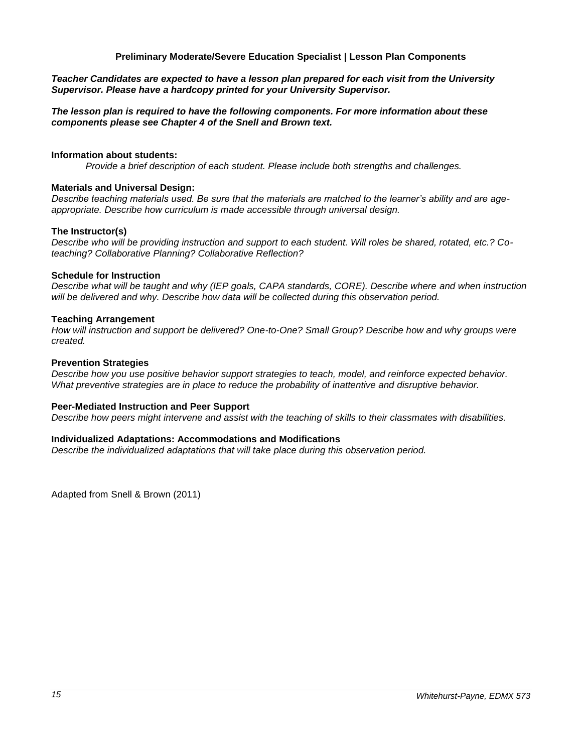# Preliminary Moderate/Severe Education Specialist | Lesson Plan Components

***Teacher Candidates are expected to have a lesson plan prepared for each visit from the University Supervisor. Please have a hardcopy printed for your University Supervisor.***

***The lesson plan is required to have the following components. For more information about these components please see Chapter 4 of the Snell and Brown text.***

**Information about students:**

*Provide a brief description of each student. Please include both strengths and challenges.*

**Materials and Universal Design:**

*Describe teaching materials used. Be sure that the materials are matched to the learner's ability and are age-appropriate. Describe how curriculum is made accessible through universal design.*

**The Instructor(s)**

*Describe who will be providing instruction and support to each student. Will roles be shared, rotated, etc.? Co-teaching? Collaborative Planning? Collaborative Reflection?*

**Schedule for Instruction**

*Describe what will be taught and why (IEP goals, CAPA standards, CORE). Describe where and when instruction will be delivered and why. Describe how data will be collected during this observation period.*

**Teaching Arrangement**

*How will instruction and support be delivered? One-to-One? Small Group? Describe how and why groups were created.*

**Prevention Strategies**

*Describe how you use positive behavior support strategies to teach, model, and reinforce expected behavior. What preventive strategies are in place to reduce the probability of inattentive and disruptive behavior.*

**Peer-Mediated Instruction and Peer Support**

*Describe how peers might intervene and assist with the teaching of skills to their classmates with disabilities.*

**Individualized Adaptations: Accommodations and Modifications**

*Describe the individualized adaptations that will take place during this observation period.*

Adapted from Snell & Brown (2011)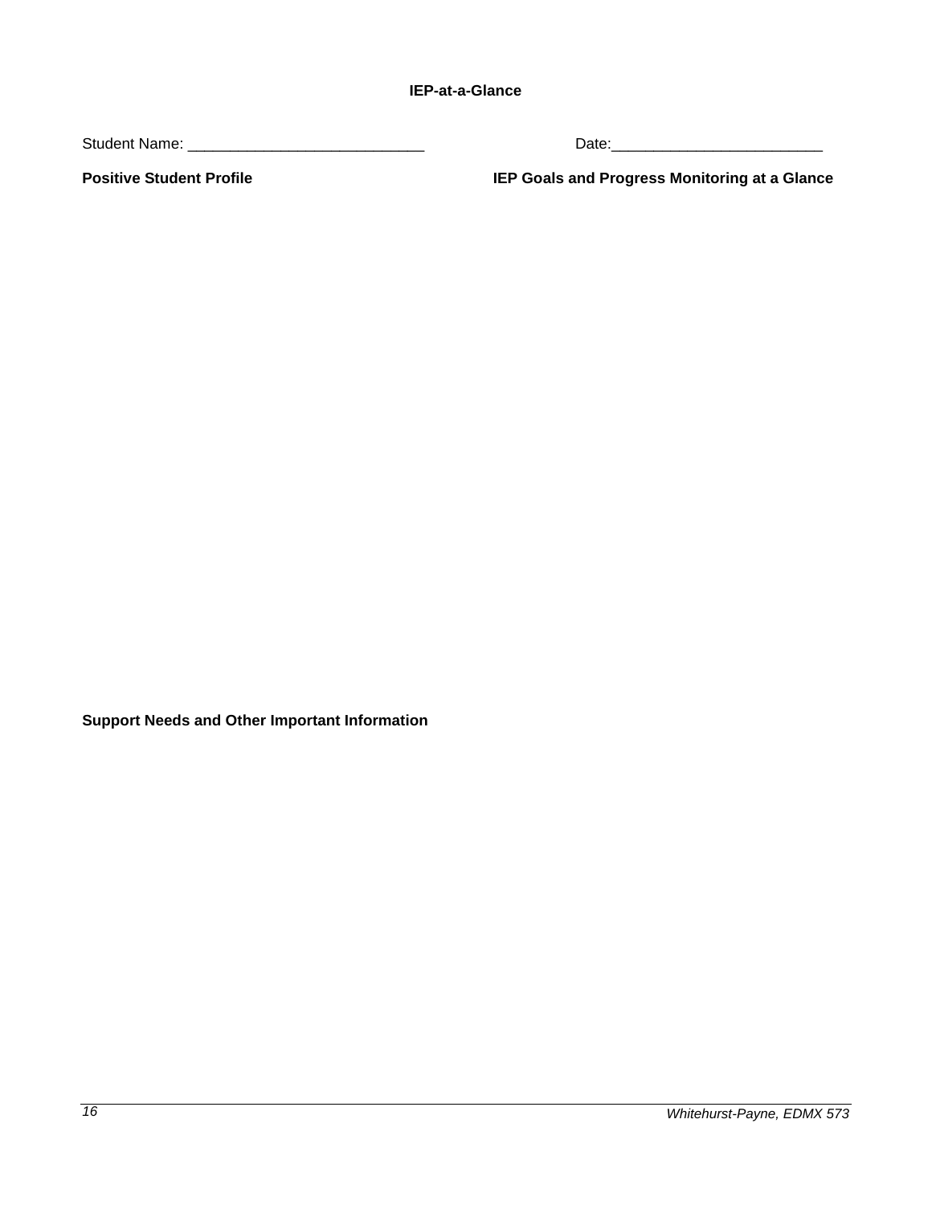**IEP-at-a-Glance**

Student Name: ____________________________ Date:_________________________

**Positive Student Profile**

**IEP Goals and Progress Monitoring at a Glance**

**Support Needs and Other Important Information**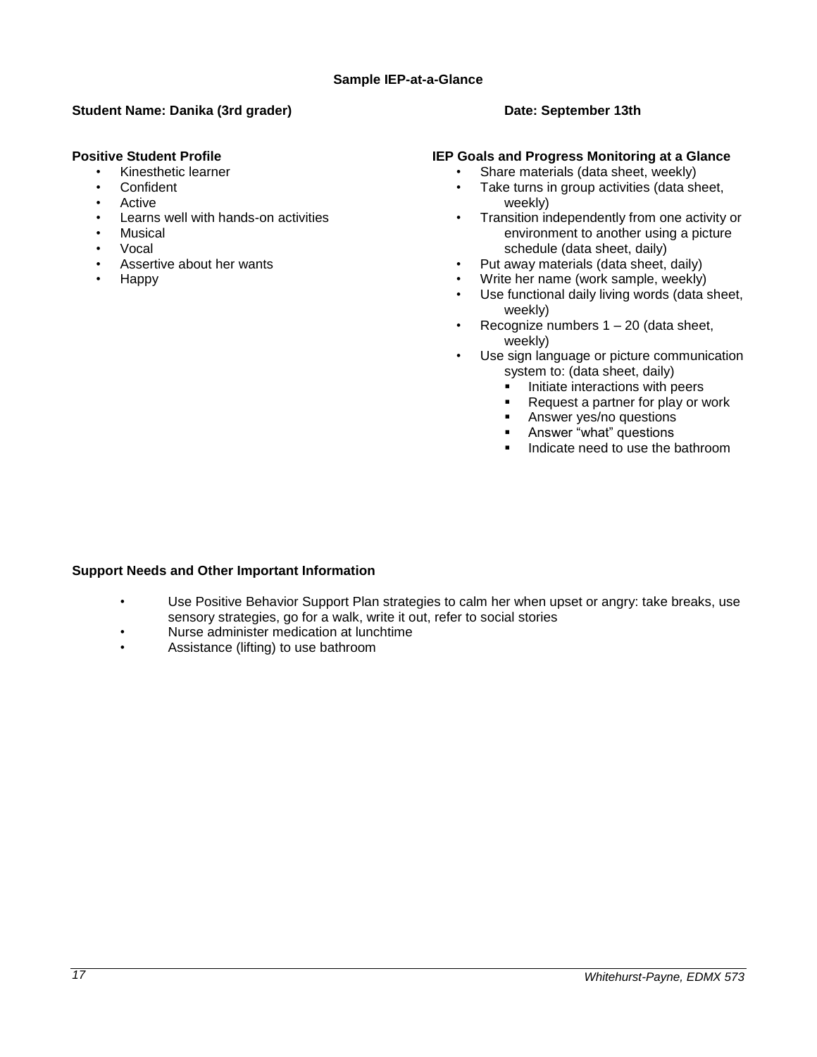### Sample IEP-at-a-Glance

**Student Name: Danika (3rd grader)**

**Date: September 13th**

**Positive Student Profile**

- Kinesthetic learner
- Confident
- Active
- Learns well with hands-on activities
- Musical
- Vocal
- Assertive about her wants
- Happy

**IEP Goals and Progress Monitoring at a Glance**

- Share materials (data sheet, weekly)
- Take turns in group activities (data sheet, weekly)
- Transition independently from one activity or environment to another using a picture schedule (data sheet, daily)
- Put away materials (data sheet, daily)
- Write her name (work sample, weekly)
- Use functional daily living words (data sheet, weekly)
- Recognize numbers 1 – 20 (data sheet, weekly)
- Use sign language or picture communication system to: (data sheet, daily)
  - Initiate interactions with peers
  - Request a partner for play or work
  - Answer yes/no questions
  - Answer "what" questions
  - Indicate need to use the bathroom

**Support Needs and Other Important Information**

- Use Positive Behavior Support Plan strategies to calm her when upset or angry: take breaks, use sensory strategies, go for a walk, write it out, refer to social stories
- Nurse administer medication at lunchtime
- Assistance (lifting) to use bathroom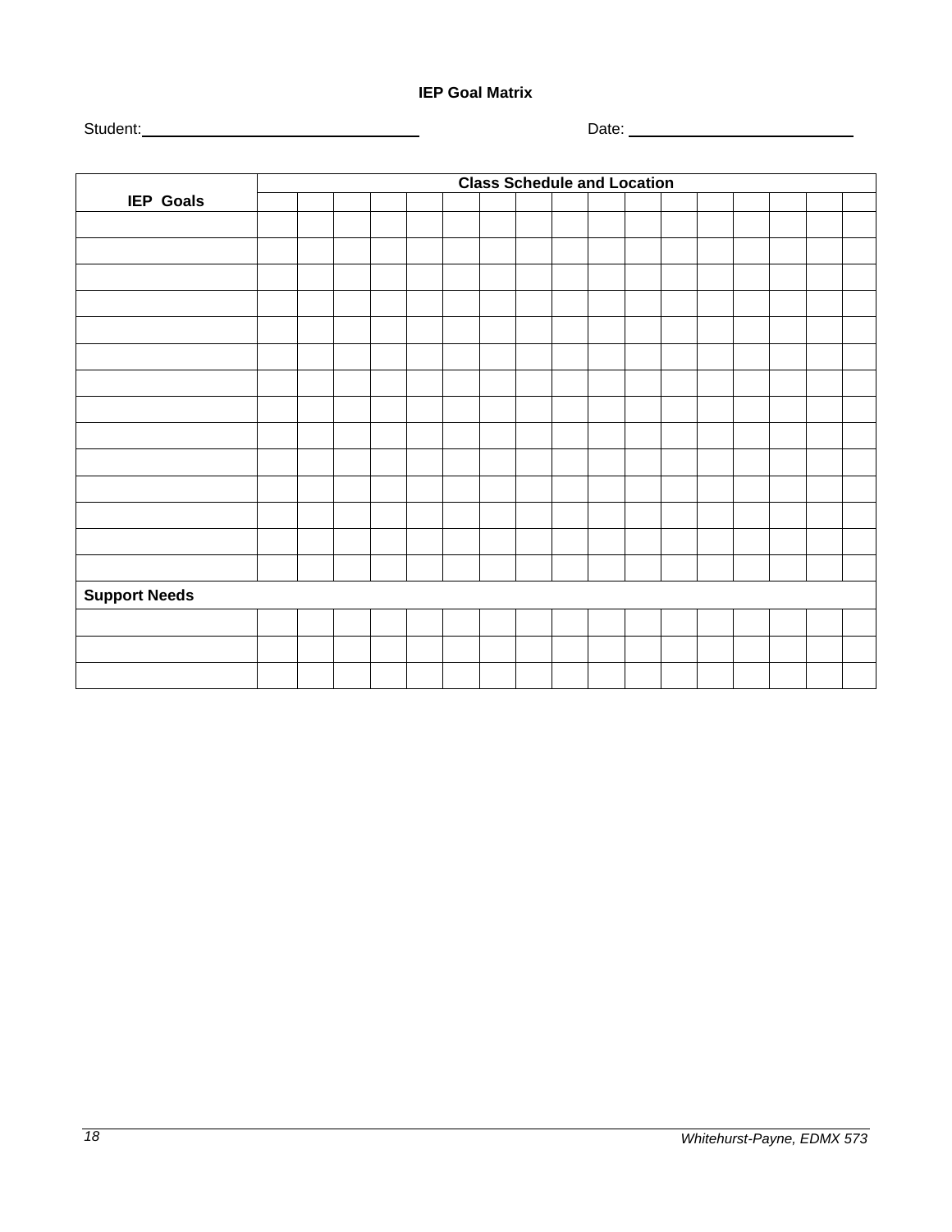**IEP Goal Matrix**

Student:\_\_\_\_\_\_\_\_\_\_\_\_\_\_\_\_\_\_\_\_\_\_\_\_\_\_\_\_\_\_\_\_ Date: \_\_\_\_\_\_\_\_\_\_\_\_\_\_\_\_\_\_\_\_\_\_\_\_\_\_\_

| IEP Goals | Class Schedule and Location | | | | | | | | | | | | | | | |
|---|---|---|---|---|---|---|---|---|---|---|---|---|---|---|---|---|
| | | | | | | | | | | | | | | | | |
| | | | | | | | | | | | | | | | | |
| | | | | | | | | | | | | | | | | |
| | | | | | | | | | | | | | | | | |
| | | | | | | | | | | | | | | | | |
| | | | | | | | | | | | | | | | | |
| | | | | | | | | | | | | | | | | |
| | | | | | | | | | | | | | | | | |
| | | | | | | | | | | | | | | | | |
| | | | | | | | | | | | | | | | | |
| | | | | | | | | | | | | | | | | |
| | | | | | | | | | | | | | | | | |
| | | | | | | | | | | | | | | | | |
| | | | | | | | | | | | | | | | | |
| | | | | | | | | | | | | | | | | |
| **Support Needs** | | | | | | | | | | | | | | | | |
| | | | | | | | | | | | | | | | | |
| | | | | | | | | | | | | | | | | |
| | | | | | | | | | | | | | | | | |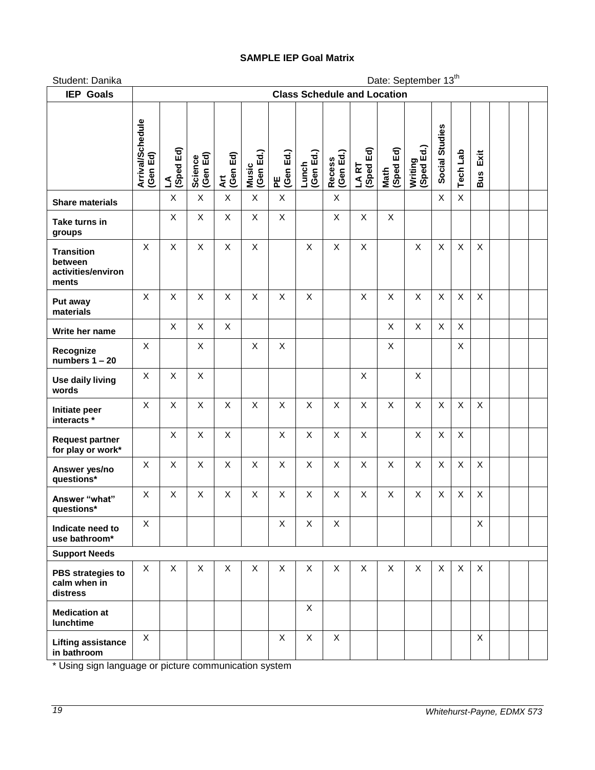**SAMPLE IEP Goal Matrix**

Student: Danika

Date: September 13th

| IEP Goals | Class Schedule and Location | | | | | | | | | | | | | | | | |
|---|---|---|---|---|---|---|---|---|---|---|---|---|---|---|---|---|---|
| | Arrival/Schedule (Gen Ed) | LA (Sped Ed) | Science (Gen Ed) | Art (Gen Ed) | Music (Gen Ed.) | PE (Gen Ed.) | Lunch (Gen Ed.) | Recess (Gen Ed.) | LA RT (Sped Ed) | Math (Sped Ed) | Writing (Sped Ed.) | Social Studies | Tech Lab | Bus Exit | | | |
| **Share materials** | | X | X | X | X | X | | X | | | | X | X | | | | |
| **Take turns in groups** | | X | X | X | X | X | | X | X | X | | | | | | | |
| **Transition between activities/environments** | X | X | X | X | X | | X | X | X | | X | X | X | X | | | |
| **Put away materials** | X | X | X | X | X | X | X | | X | X | X | X | X | X | | | |
| **Write her name** | | X | X | X | | | | | | X | X | X | X | | | | |
| **Recognize numbers 1 – 20** | X | | X | | X | X | | | | X | | | X | | | | |
| **Use daily living words** | X | X | X | | | | | | X | | X | | | | | | |
| **Initiate peer interacts *** | X | X | X | X | X | X | X | X | X | X | X | X | X | X | | | |
| **Request partner for play or work*** | | X | X | X | | X | X | X | X | | X | X | X | | | | |
| **Answer yes/no questions*** | X | X | X | X | X | X | X | X | X | X | X | X | X | X | | | |
| **Answer "what" questions*** | X | X | X | X | X | X | X | X | X | X | X | X | X | X | | | |
| **Indicate need to use bathroom*** | X | | | | | X | X | X | | | | | | X | | | |
| **Support Needs** | | | | | | | | | | | | | | | | | |
| **PBS strategies to calm when in distress** | X | X | X | X | X | X | X | X | X | X | X | X | X | X | | | |
| **Medication at lunchtime** | | | | | | | X | | | | | | | | | | |
| **Lifting assistance in bathroom** | X | | | | | X | X | X | | | | | | X | | | |

\* Using sign language or picture communication system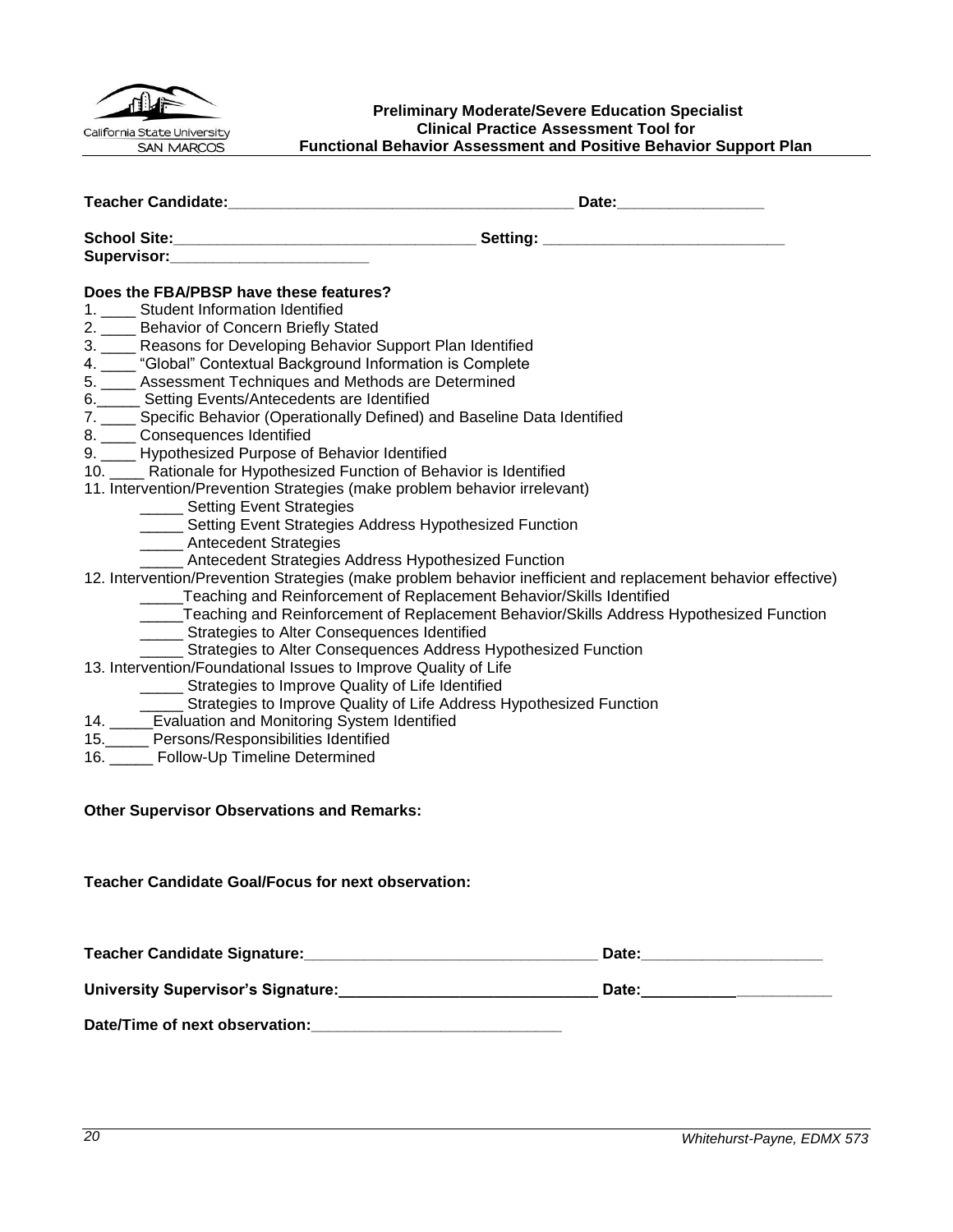California State University SAN MARCOS

**Preliminary Moderate/Severe Education Specialist**
**Clinical Practice Assessment Tool for**
**Functional Behavior Assessment and Positive Behavior Support Plan**

**Teacher Candidate:**_______________________________________ **Date:**_________________

**School Site:**__________________________________ **Setting:** ___________________________
**Supervisor:**______________________

**Does the FBA/PBSP have these features?**

1. ____ Student Information Identified
2. ____ Behavior of Concern Briefly Stated
3. ____ Reasons for Developing Behavior Support Plan Identified
4. ____ "Global" Contextual Background Information is Complete
5. ____ Assessment Techniques and Methods are Determined
6. _____ Setting Events/Antecedents are Identified
7. ____ Specific Behavior (Operationally Defined) and Baseline Data Identified
8. ____ Consequences Identified
9. ____ Hypothesized Purpose of Behavior Identified
10. ____ Rationale for Hypothesized Function of Behavior is Identified
11. Intervention/Prevention Strategies (make problem behavior irrelevant)
    - _____ Setting Event Strategies
    - _____ Setting Event Strategies Address Hypothesized Function
    - _____ Antecedent Strategies
    - _____ Antecedent Strategies Address Hypothesized Function
12. Intervention/Prevention Strategies (make problem behavior inefficient and replacement behavior effective)
    - _____Teaching and Reinforcement of Replacement Behavior/Skills Identified
    - _____Teaching and Reinforcement of Replacement Behavior/Skills Address Hypothesized Function
    - _____ Strategies to Alter Consequences Identified
    - _____ Strategies to Alter Consequences Address Hypothesized Function
13. Intervention/Foundational Issues to Improve Quality of Life
    - _____ Strategies to Improve Quality of Life Identified
    - _____ Strategies to Improve Quality of Life Address Hypothesized Function
14. _____Evaluation and Monitoring System Identified
15. _____ Persons/Responsibilities Identified
16. _____ Follow-Up Timeline Determined

**Other Supervisor Observations and Remarks:**

**Teacher Candidate Goal/Focus for next observation:**

**Teacher Candidate Signature:**__________________________________ **Date:**____________________

**University Supervisor's Signature:**_____________________________ **Date:**______________________

**Date/Time of next observation:**_____________________________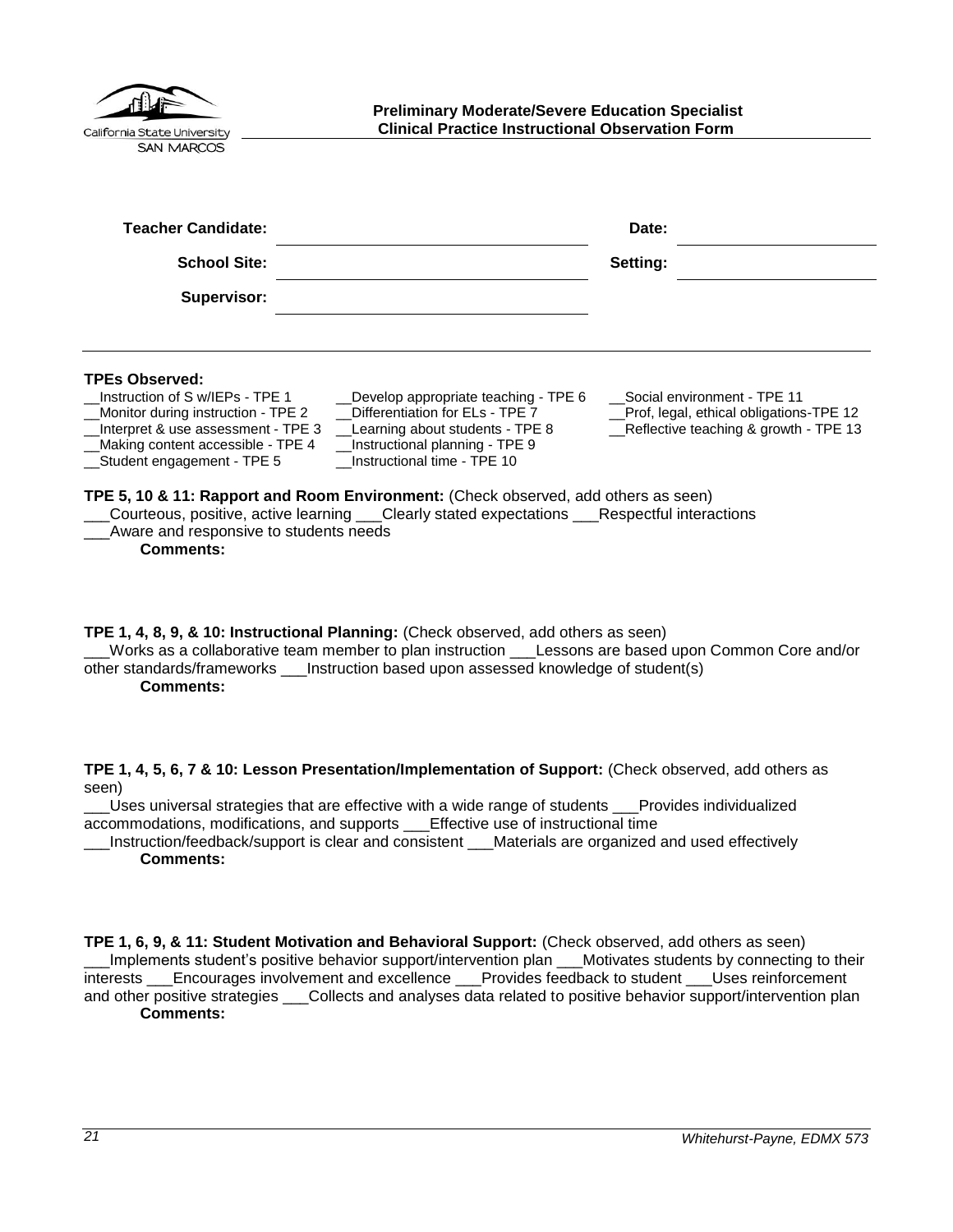**Preliminary Moderate/Severe Education Specialist**
**Clinical Practice Instructional Observation Form**

| | | | |
|---|---|---|---|
| **Teacher Candidate:** | | **Date:** | |
| **School Site:** | | **Setting:** | |
| **Supervisor:** | | | |

**TPEs Observed:**

| | | |
|---|---|---|
| __Instruction of S w/IEPs - TPE 1 | __Develop appropriate teaching - TPE 6 | __Social environment - TPE 11 |
| __Monitor during instruction - TPE 2 | __Differentiation for ELs - TPE 7 | __Prof, legal, ethical obligations-TPE 12 |
| __Interpret & use assessment - TPE 3 | __Learning about students - TPE 8 | __Reflective teaching & growth - TPE 13 |
| __Making content accessible - TPE 4 | __Instructional planning - TPE 9 | |
| __Student engagement - TPE 5 | __Instructional time - TPE 10 | |

**TPE 5, 10 & 11: Rapport and Room Environment:** (Check observed, add others as seen)
___Courteous, positive, active learning ___Clearly stated expectations ___Respectful interactions
___Aware and responsive to students needs

**Comments:**

**TPE 1, 4, 8, 9, & 10: Instructional Planning:** (Check observed, add others as seen)
___Works as a collaborative team member to plan instruction ___Lessons are based upon Common Core and/or other standards/frameworks ___Instruction based upon assessed knowledge of student(s)

**Comments:**

**TPE 1, 4, 5, 6, 7 & 10: Lesson Presentation/Implementation of Support:** (Check observed, add others as seen)
___Uses universal strategies that are effective with a wide range of students ___Provides individualized accommodations, modifications, and supports ___Effective use of instructional time
___Instruction/feedback/support is clear and consistent ___Materials are organized and used effectively

**Comments:**

**TPE 1, 6, 9, & 11: Student Motivation and Behavioral Support:** (Check observed, add others as seen)
___Implements student's positive behavior support/intervention plan ___Motivates students by connecting to their interests ___Encourages involvement and excellence ___Provides feedback to student ___Uses reinforcement and other positive strategies ___Collects and analyses data related to positive behavior support/intervention plan

**Comments:**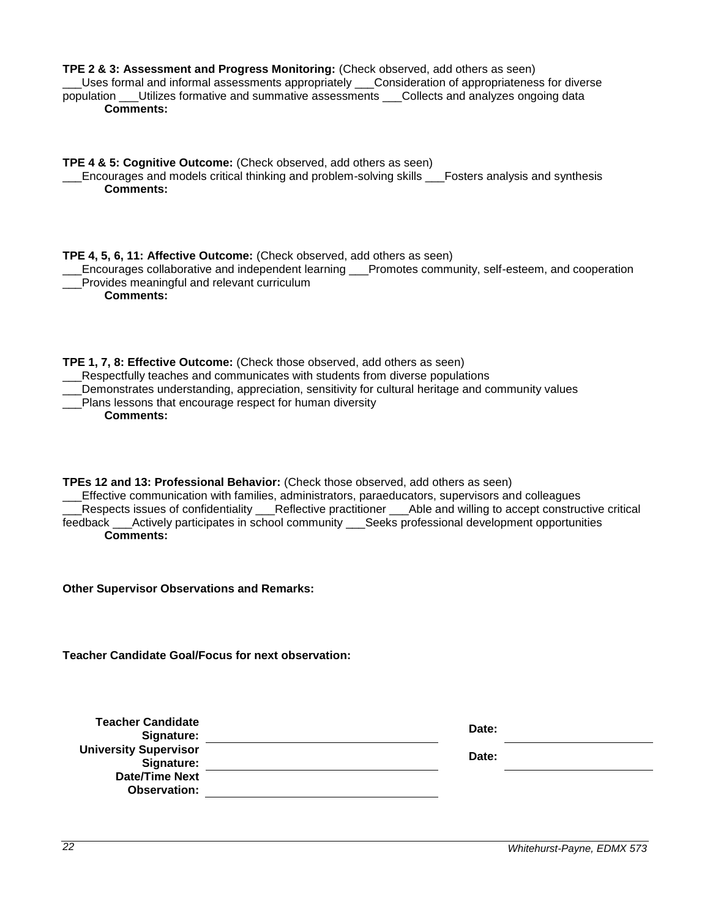**TPE 2 & 3: Assessment and Progress Monitoring:** (Check observed, add others as seen)
___Uses formal and informal assessments appropriately ___Consideration of appropriateness for diverse population ___Utilizes formative and summative assessments ___Collects and analyzes ongoing data

**Comments:**

**TPE 4 & 5: Cognitive Outcome:** (Check observed, add others as seen)
___Encourages and models critical thinking and problem-solving skills ___Fosters analysis and synthesis

**Comments:**

**TPE 4, 5, 6, 11: Affective Outcome:** (Check observed, add others as seen)
___Encourages collaborative and independent learning ___Promotes community, self-esteem, and cooperation
___Provides meaningful and relevant curriculum

**Comments:**

**TPE 1, 7, 8: Effective Outcome:** (Check those observed, add others as seen)
___Respectfully teaches and communicates with students from diverse populations
___Demonstrates understanding, appreciation, sensitivity for cultural heritage and community values
___Plans lessons that encourage respect for human diversity

**Comments:**

**TPEs 12 and 13: Professional Behavior:** (Check those observed, add others as seen)
___Effective communication with families, administrators, paraeducators, supervisors and colleagues
___Respects issues of confidentiality ___Reflective practitioner ___Able and willing to accept constructive critical feedback ___Actively participates in school community ___Seeks professional development opportunities

**Comments:**

**Other Supervisor Observations and Remarks:**

**Teacher Candidate Goal/Focus for next observation:**

| | | | |
|---|---|---|---|
| **Teacher Candidate Signature:** | ______________________ | **Date:** | ______________ |
| **University Supervisor Signature:** | ______________________ | **Date:** | ______________ |
| **Date/Time Next Observation:** | ______________________ | | |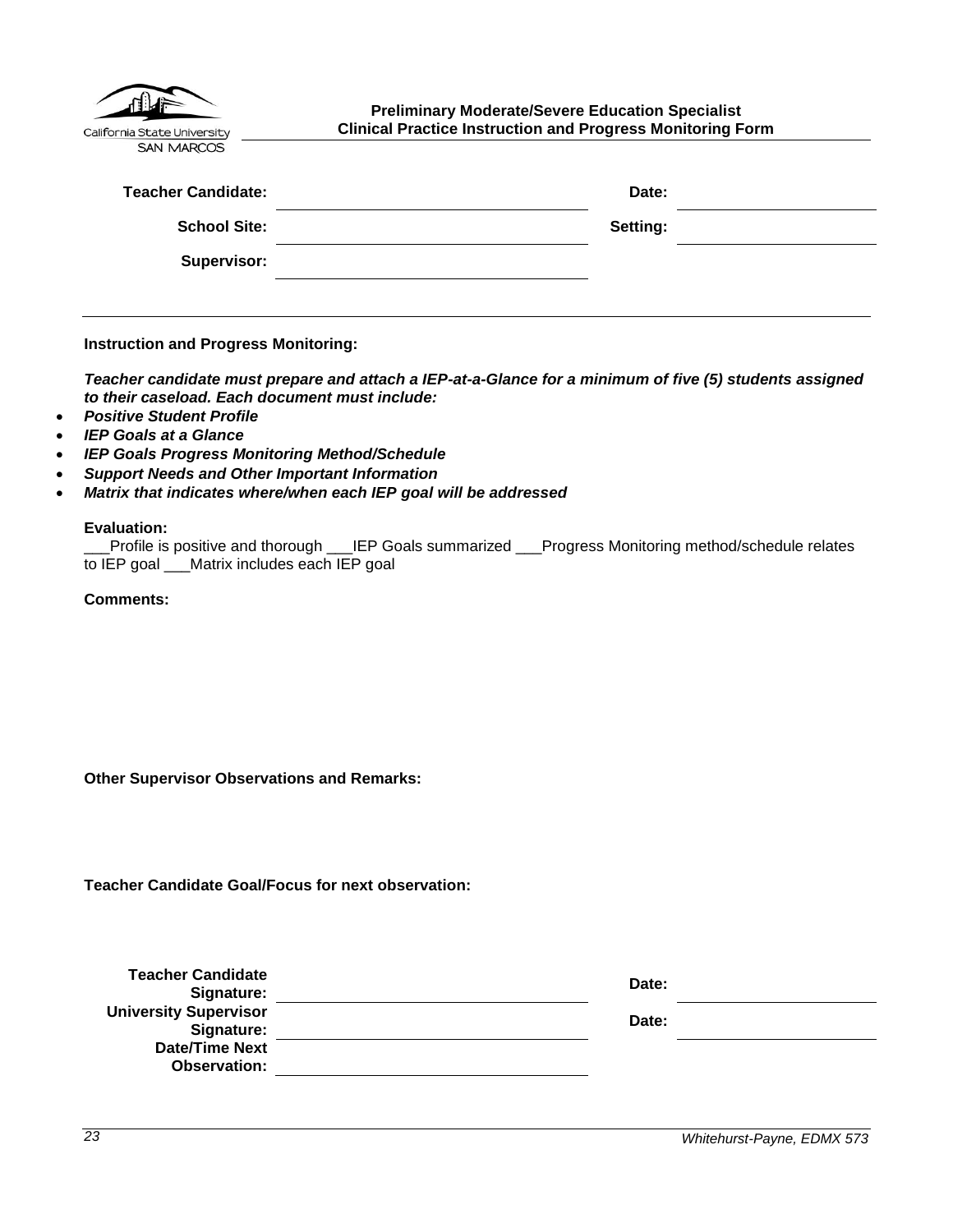California State University SAN MARCOS

**Preliminary Moderate/Severe Education Specialist**
**Clinical Practice Instruction and Progress Monitoring Form**

| | | | |
|---|---|---|---|
| **Teacher Candidate:** | | **Date:** | |
| **School Site:** | | **Setting:** | |
| **Supervisor:** | | | |

---

**Instruction and Progress Monitoring:**

***Teacher candidate must prepare and attach a IEP-at-a-Glance for a minimum of five (5) students assigned to their caseload. Each document must include:***

- ***Positive Student Profile***
- ***IEP Goals at a Glance***
- ***IEP Goals Progress Monitoring Method/Schedule***
- ***Support Needs and Other Important Information***
- ***Matrix that indicates where/when each IEP goal will be addressed***

**Evaluation:**
___Profile is positive and thorough ___IEP Goals summarized ___Progress Monitoring method/schedule relates to IEP goal ___Matrix includes each IEP goal

**Comments:**

**Other Supervisor Observations and Remarks:**

**Teacher Candidate Goal/Focus for next observation:**

| | | | |
|---|---|---|---|
| **Teacher Candidate Signature:** | | **Date:** | |
| **University Supervisor Signature:** | | **Date:** | |
| **Date/Time Next Observation:** | | | |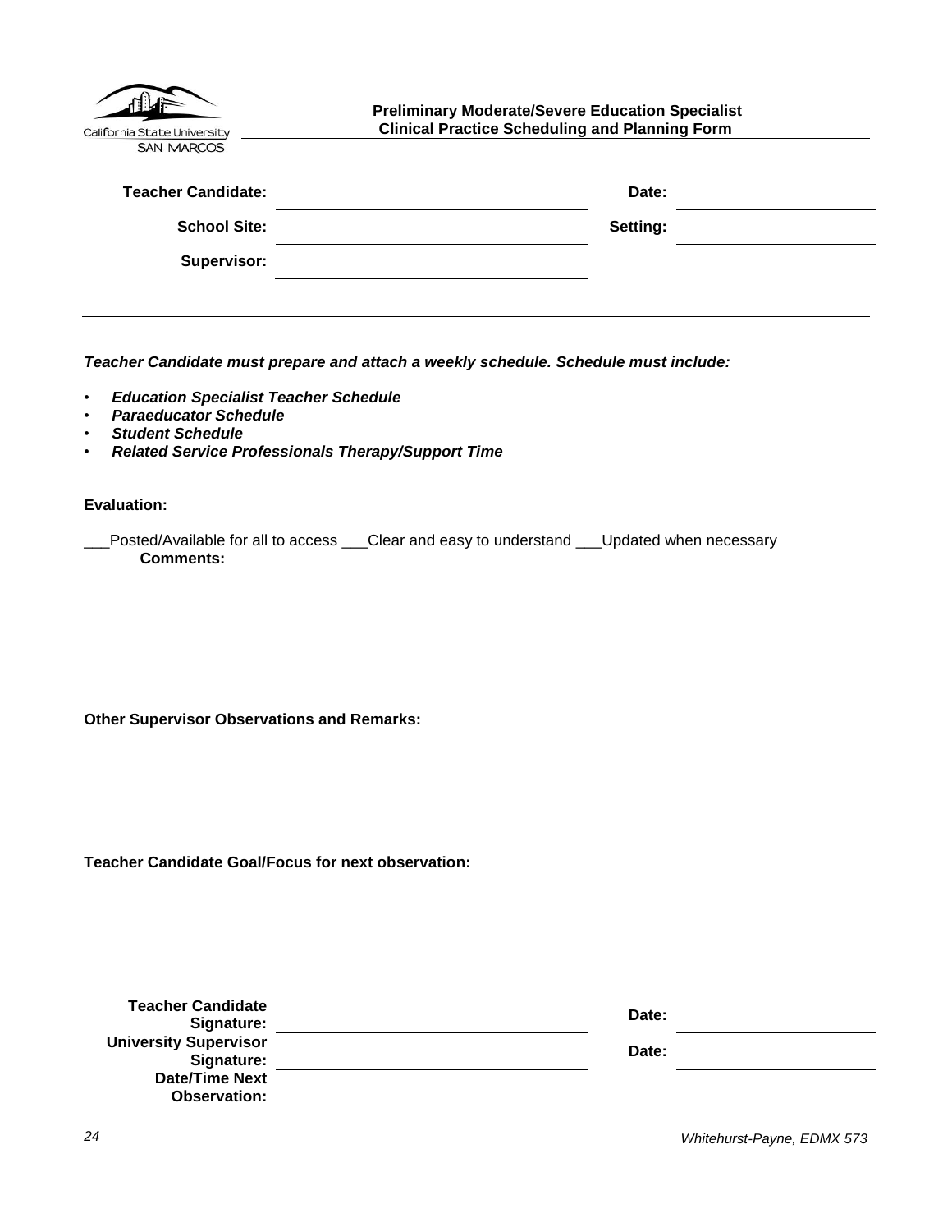California State University SAN MARCOS

**Preliminary Moderate/Severe Education Specialist**
**Clinical Practice Scheduling and Planning Form**

| | | | |
|---|---|---|---|
| **Teacher Candidate:** | | **Date:** | |
| **School Site:** | | **Setting:** | |
| **Supervisor:** | | | |

***Teacher Candidate must prepare and attach a weekly schedule. Schedule must include:***

- ***Education Specialist Teacher Schedule***
- ***Paraeducator Schedule***
- ***Student Schedule***
- ***Related Service Professionals Therapy/Support Time***

**Evaluation:**

___Posted/Available for all to access ___Clear and easy to understand ___Updated when necessary

**Comments:**

**Other Supervisor Observations and Remarks:**

**Teacher Candidate Goal/Focus for next observation:**

| | | | |
|---|---|---|---|
| **Teacher Candidate Signature:** | | **Date:** | |
| **University Supervisor Signature:** | | **Date:** | |
| **Date/Time Next Observation:** | | | |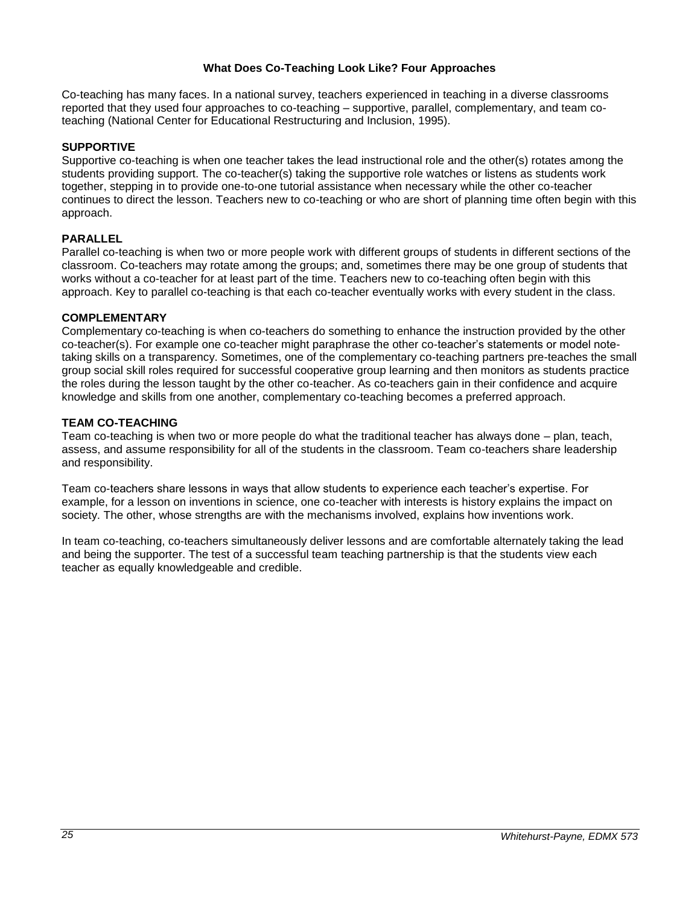## What Does Co-Teaching Look Like? Four Approaches

Co-teaching has many faces. In a national survey, teachers experienced in teaching in a diverse classrooms reported that they used four approaches to co-teaching – supportive, parallel, complementary, and team co-teaching (National Center for Educational Restructuring and Inclusion, 1995).

### SUPPORTIVE

Supportive co-teaching is when one teacher takes the lead instructional role and the other(s) rotates among the students providing support. The co-teacher(s) taking the supportive role watches or listens as students work together, stepping in to provide one-to-one tutorial assistance when necessary while the other co-teacher continues to direct the lesson. Teachers new to co-teaching or who are short of planning time often begin with this approach.

### PARALLEL

Parallel co-teaching is when two or more people work with different groups of students in different sections of the classroom. Co-teachers may rotate among the groups; and, sometimes there may be one group of students that works without a co-teacher for at least part of the time. Teachers new to co-teaching often begin with this approach. Key to parallel co-teaching is that each co-teacher eventually works with every student in the class.

### COMPLEMENTARY

Complementary co-teaching is when co-teachers do something to enhance the instruction provided by the other co-teacher(s). For example one co-teacher might paraphrase the other co-teacher's statements or model note-taking skills on a transparency. Sometimes, one of the complementary co-teaching partners pre-teaches the small group social skill roles required for successful cooperative group learning and then monitors as students practice the roles during the lesson taught by the other co-teacher. As co-teachers gain in their confidence and acquire knowledge and skills from one another, complementary co-teaching becomes a preferred approach.

### TEAM CO-TEACHING

Team co-teaching is when two or more people do what the traditional teacher has always done – plan, teach, assess, and assume responsibility for all of the students in the classroom. Team co-teachers share leadership and responsibility.

Team co-teachers share lessons in ways that allow students to experience each teacher's expertise. For example, for a lesson on inventions in science, one co-teacher with interests is history explains the impact on society. The other, whose strengths are with the mechanisms involved, explains how inventions work.

In team co-teaching, co-teachers simultaneously deliver lessons and are comfortable alternately taking the lead and being the supporter. The test of a successful team teaching partnership is that the students view each teacher as equally knowledgeable and credible.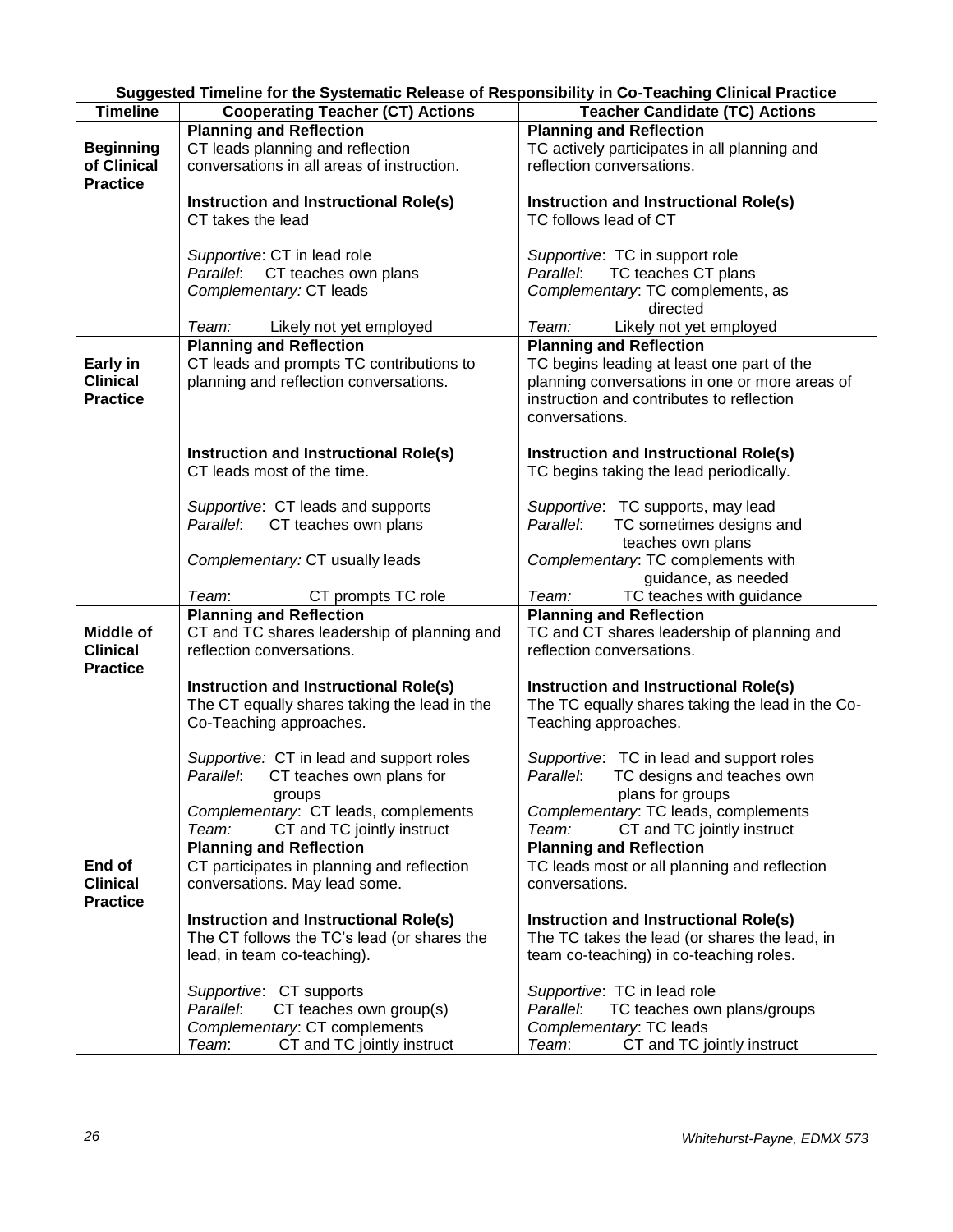**Suggested Timeline for the Systematic Release of Responsibility in Co-Teaching Clinical Practice**

| Timeline | Cooperating Teacher (CT) Actions | Teacher Candidate (TC) Actions |
|---|---|---|
| **Beginning of Clinical Practice** | **Planning and Reflection**<br>CT leads planning and reflection conversations in all areas of instruction.<br><br>**Instruction and Instructional Role(s)**<br>CT takes the lead<br><br>*Supportive*: CT in lead role<br>*Parallel*: CT teaches own plans<br>*Complementary:* CT leads<br><br>*Team:* Likely not yet employed | **Planning and Reflection**<br>TC actively participates in all planning and reflection conversations.<br><br>**Instruction and Instructional Role(s)**<br>TC follows lead of CT<br><br>*Supportive*: TC in support role<br>*Parallel*: TC teaches CT plans<br>*Complementary*: TC complements, as directed<br><br>*Team:* Likely not yet employed |
| **Early in Clinical Practice** | **Planning and Reflection**<br>CT leads and prompts TC contributions to planning and reflection conversations.<br><br>**Instruction and Instructional Role(s)**<br>CT leads most of the time.<br><br>*Supportive*: CT leads and supports<br>*Parallel*: CT teaches own plans<br><br>*Complementary:* CT usually leads<br><br>*Team*: CT prompts TC role | **Planning and Reflection**<br>TC begins leading at least one part of the planning conversations in one or more areas of instruction and contributes to reflection conversations.<br><br>**Instruction and Instructional Role(s)**<br>TC begins taking the lead periodically.<br><br>*Supportive*: TC supports, may lead<br>*Parallel*: TC sometimes designs and teaches own plans<br>*Complementary*: TC complements with guidance, as needed<br>*Team:* TC teaches with guidance |
| **Middle of Clinical Practice** | **Planning and Reflection**<br>CT and TC shares leadership of planning and reflection conversations.<br><br>**Instruction and Instructional Role(s)**<br>The CT equally shares taking the lead in the Co-Teaching approaches.<br><br>*Supportive:* CT in lead and support roles<br>*Parallel*: CT teaches own plans for groups<br>*Complementary*: CT leads, complements<br>*Team:* CT and TC jointly instruct | **Planning and Reflection**<br>TC and CT shares leadership of planning and reflection conversations.<br><br>**Instruction and Instructional Role(s)**<br>The TC equally shares taking the lead in the Co-Teaching approaches.<br><br>*Supportive*: TC in lead and support roles<br>*Parallel*: TC designs and teaches own plans for groups<br>*Complementary*: TC leads, complements<br>*Team:* CT and TC jointly instruct |
| **End of Clinical Practice** | **Planning and Reflection**<br>CT participates in planning and reflection conversations. May lead some.<br><br>**Instruction and Instructional Role(s)**<br>The CT follows the TC's lead (or shares the lead, in team co-teaching).<br><br>*Supportive*: CT supports<br>*Parallel*: CT teaches own group(s)<br>*Complementary*: CT complements<br>*Team*: CT and TC jointly instruct | **Planning and Reflection**<br>TC leads most or all planning and reflection conversations.<br><br>**Instruction and Instructional Role(s)**<br>The TC takes the lead (or shares the lead, in team co-teaching) in co-teaching roles.<br><br>*Supportive*: TC in lead role<br>*Parallel*: TC teaches own plans/groups<br>*Complementary*: TC leads<br>*Team*: CT and TC jointly instruct |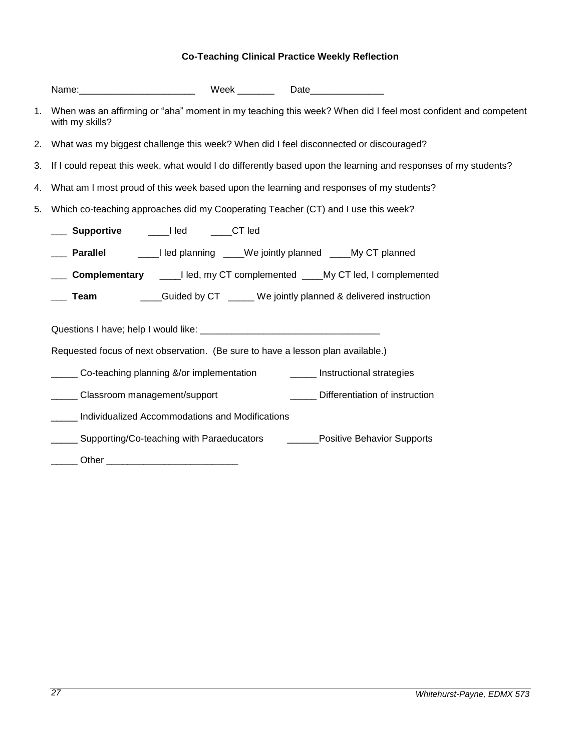**Co-Teaching Clinical Practice Weekly Reflection**

Name:______________________ Week _______ Date______________

1. When was an affirming or "aha" moment in my teaching this week? When did I feel most confident and competent with my skills?
2. What was my biggest challenge this week? When did I feel disconnected or discouraged?
3. If I could repeat this week, what would I do differently based upon the learning and responses of my students?
4. What am I most proud of this week based upon the learning and responses of my students?
5. Which co-teaching approaches did my Cooperating Teacher (CT) and I use this week?

___ **Supportive** ____I led ____CT led

___ **Parallel** ____I led planning ____We jointly planned ____My CT planned

___ **Complementary** ____I led, my CT complemented ____My CT led, I complemented

___ **Team** ____Guided by CT _____ We jointly planned & delivered instruction

Questions I have; help I would like: __________________________________

Requested focus of next observation. (Be sure to have a lesson plan available.)

_____ Co-teaching planning &/or implementation _____ Instructional strategies

_____ Classroom management/support _____ Differentiation of instruction

_____ Individualized Accommodations and Modifications

_____ Supporting/Co-teaching with Paraeducators ______Positive Behavior Supports

_____ Other _________________________